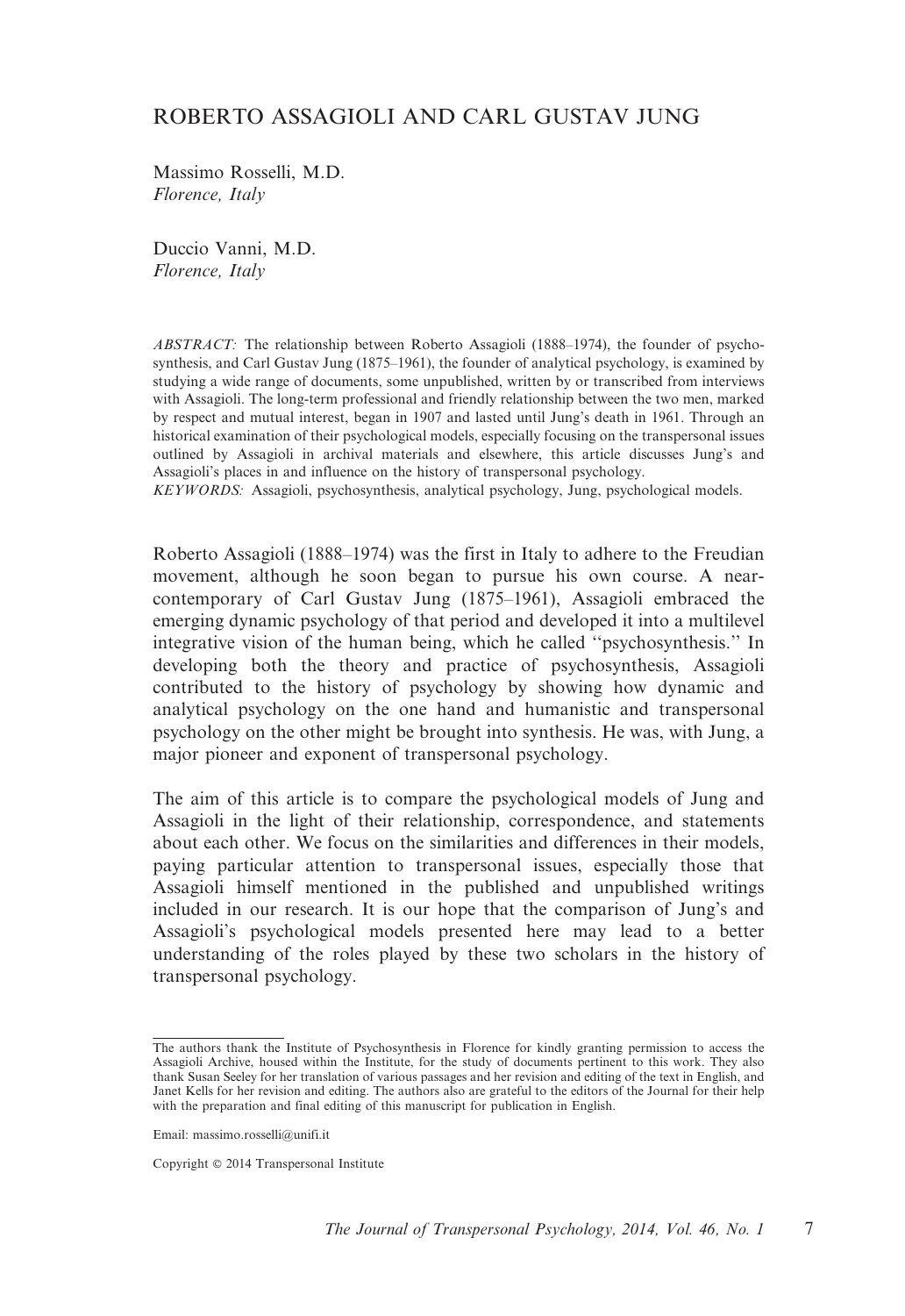# ROBERTO ASSAGIOLI AND CARL GUSTAV JUNG

Massimo Rosselli, M.D.
*Florence, Italy*

Duccio Vanni, M.D.
*Florence, Italy*

*ABSTRACT:* The relationship between Roberto Assagioli (1888–1974), the founder of psychosynthesis, and Carl Gustav Jung (1875–1961), the founder of analytical psychology, is examined by studying a wide range of documents, some unpublished, written by or transcribed from interviews with Assagioli. The long-term professional and friendly relationship between the two men, marked by respect and mutual interest, began in 1907 and lasted until Jung's death in 1961. Through an historical examination of their psychological models, especially focusing on the transpersonal issues outlined by Assagioli in archival materials and elsewhere, this article discusses Jung's and Assagioli's places in and influence on the history of transpersonal psychology.

*KEYWORDS:* Assagioli, psychosynthesis, analytical psychology, Jung, psychological models.

Roberto Assagioli (1888–1974) was the first in Italy to adhere to the Freudian movement, although he soon began to pursue his own course. A near-contemporary of Carl Gustav Jung (1875–1961), Assagioli embraced the emerging dynamic psychology of that period and developed it into a multilevel integrative vision of the human being, which he called "psychosynthesis." In developing both the theory and practice of psychosynthesis, Assagioli contributed to the history of psychology by showing how dynamic and analytical psychology on the one hand and humanistic and transpersonal psychology on the other might be brought into synthesis. He was, with Jung, a major pioneer and exponent of transpersonal psychology.

The aim of this article is to compare the psychological models of Jung and Assagioli in the light of their relationship, correspondence, and statements about each other. We focus on the similarities and differences in their models, paying particular attention to transpersonal issues, especially those that Assagioli himself mentioned in the published and unpublished writings included in our research. It is our hope that the comparison of Jung's and Assagioli's psychological models presented here may lead to a better understanding of the roles played by these two scholars in the history of transpersonal psychology.

---

The authors thank the Institute of Psychosynthesis in Florence for kindly granting permission to access the Assagioli Archive, housed within the Institute, for the study of documents pertinent to this work. They also thank Susan Seeley for her translation of various passages and her revision and editing of the text in English, and Janet Kells for her revision and editing. The authors also are grateful to the editors of the Journal for their help with the preparation and final editing of this manuscript for publication in English.

Email: massimo.rosselli@unifi.it

Copyright © 2014 Transpersonal Institute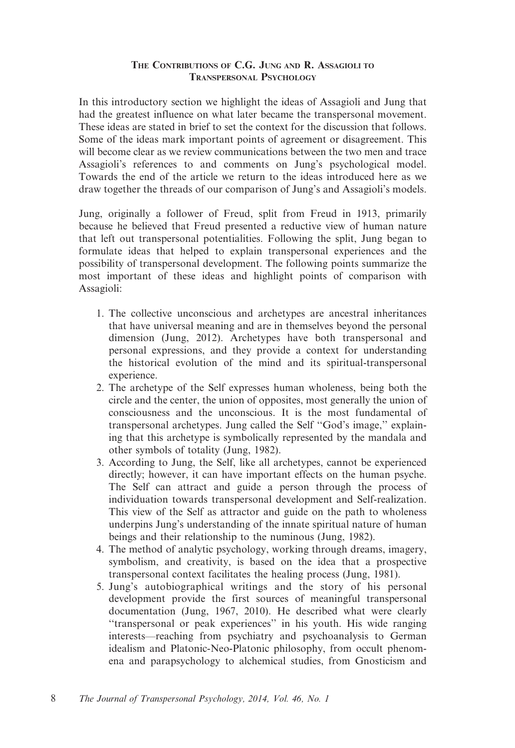## The Contributions of C.G. Jung and R. Assagioli to Transpersonal Psychology

In this introductory section we highlight the ideas of Assagioli and Jung that had the greatest influence on what later became the transpersonal movement. These ideas are stated in brief to set the context for the discussion that follows. Some of the ideas mark important points of agreement or disagreement. This will become clear as we review communications between the two men and trace Assagioli's references to and comments on Jung's psychological model. Towards the end of the article we return to the ideas introduced here as we draw together the threads of our comparison of Jung's and Assagioli's models.

Jung, originally a follower of Freud, split from Freud in 1913, primarily because he believed that Freud presented a reductive view of human nature that left out transpersonal potentialities. Following the split, Jung began to formulate ideas that helped to explain transpersonal experiences and the possibility of transpersonal development. The following points summarize the most important of these ideas and highlight points of comparison with Assagioli:

1. The collective unconscious and archetypes are ancestral inheritances that have universal meaning and are in themselves beyond the personal dimension (Jung, 2012). Archetypes have both transpersonal and personal expressions, and they provide a context for understanding the historical evolution of the mind and its spiritual-transpersonal experience.
2. The archetype of the Self expresses human wholeness, being both the circle and the center, the union of opposites, most generally the union of consciousness and the unconscious. It is the most fundamental of transpersonal archetypes. Jung called the Self "God's image," explaining that this archetype is symbolically represented by the mandala and other symbols of totality (Jung, 1982).
3. According to Jung, the Self, like all archetypes, cannot be experienced directly; however, it can have important effects on the human psyche. The Self can attract and guide a person through the process of individuation towards transpersonal development and Self-realization. This view of the Self as attractor and guide on the path to wholeness underpins Jung's understanding of the innate spiritual nature of human beings and their relationship to the numinous (Jung, 1982).
4. The method of analytic psychology, working through dreams, imagery, symbolism, and creativity, is based on the idea that a prospective transpersonal context facilitates the healing process (Jung, 1981).
5. Jung's autobiographical writings and the story of his personal development provide the first sources of meaningful transpersonal documentation (Jung, 1967, 2010). He described what were clearly "transpersonal or peak experiences" in his youth. His wide ranging interests—reaching from psychiatry and psychoanalysis to German idealism and Platonic-Neo-Platonic philosophy, from occult phenomena and parapsychology to alchemical studies, from Gnosticism and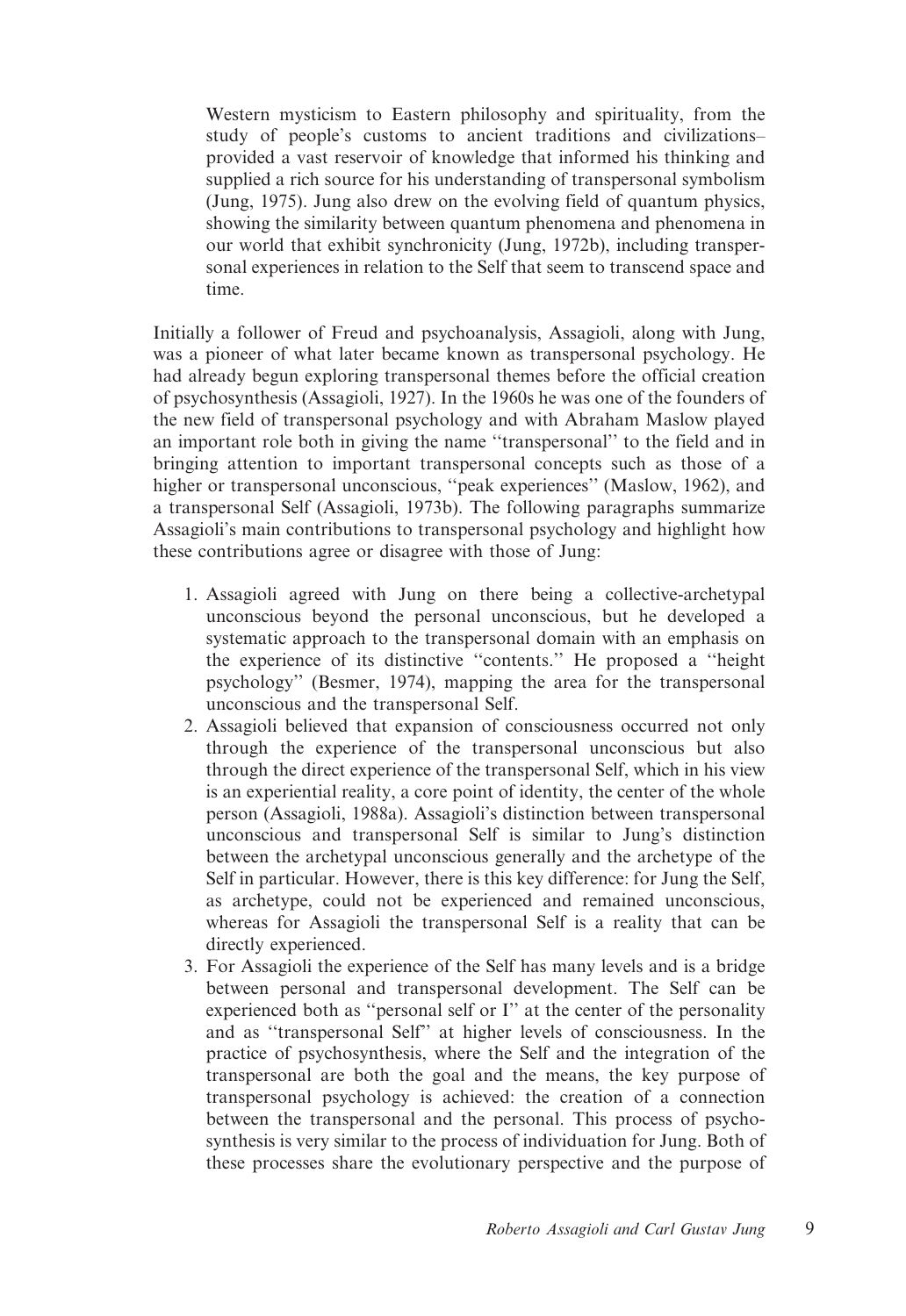> Western mysticism to Eastern philosophy and spirituality, from the study of people's customs to ancient traditions and civilizations– provided a vast reservoir of knowledge that informed his thinking and supplied a rich source for his understanding of transpersonal symbolism (Jung, 1975). Jung also drew on the evolving field of quantum physics, showing the similarity between quantum phenomena and phenomena in our world that exhibit synchronicity (Jung, 1972b), including transpersonal experiences in relation to the Self that seem to transcend space and time.

Initially a follower of Freud and psychoanalysis, Assagioli, along with Jung, was a pioneer of what later became known as transpersonal psychology. He had already begun exploring transpersonal themes before the official creation of psychosynthesis (Assagioli, 1927). In the 1960s he was one of the founders of the new field of transpersonal psychology and with Abraham Maslow played an important role both in giving the name ''transpersonal'' to the field and in bringing attention to important transpersonal concepts such as those of a higher or transpersonal unconscious, ''peak experiences'' (Maslow, 1962), and a transpersonal Self (Assagioli, 1973b). The following paragraphs summarize Assagioli's main contributions to transpersonal psychology and highlight how these contributions agree or disagree with those of Jung:

1. Assagioli agreed with Jung on there being a collective-archetypal unconscious beyond the personal unconscious, but he developed a systematic approach to the transpersonal domain with an emphasis on the experience of its distinctive ''contents.'' He proposed a ''height psychology'' (Besmer, 1974), mapping the area for the transpersonal unconscious and the transpersonal Self.
2. Assagioli believed that expansion of consciousness occurred not only through the experience of the transpersonal unconscious but also through the direct experience of the transpersonal Self, which in his view is an experiential reality, a core point of identity, the center of the whole person (Assagioli, 1988a). Assagioli's distinction between transpersonal unconscious and transpersonal Self is similar to Jung's distinction between the archetypal unconscious generally and the archetype of the Self in particular. However, there is this key difference: for Jung the Self, as archetype, could not be experienced and remained unconscious, whereas for Assagioli the transpersonal Self is a reality that can be directly experienced.
3. For Assagioli the experience of the Self has many levels and is a bridge between personal and transpersonal development. The Self can be experienced both as ''personal self or I'' at the center of the personality and as ''transpersonal Self'' at higher levels of consciousness. In the practice of psychosynthesis, where the Self and the integration of the transpersonal are both the goal and the means, the key purpose of transpersonal psychology is achieved: the creation of a connection between the transpersonal and the personal. This process of psychosynthesis is very similar to the process of individuation for Jung. Both of these processes share the evolutionary perspective and the purpose of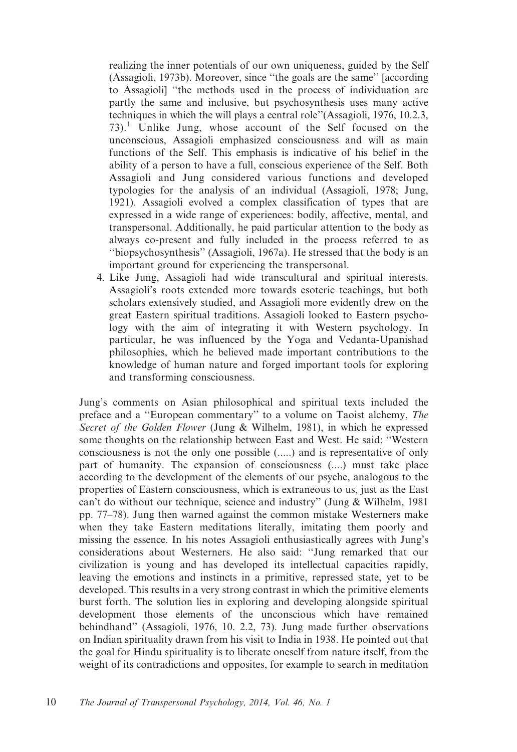realizing the inner potentials of our own uniqueness, guided by the Self (Assagioli, 1973b). Moreover, since "the goals are the same" [according to Assagioli] "the methods used in the process of individuation are partly the same and inclusive, but psychosynthesis uses many active techniques in which the will plays a central role"(Assagioli, 1976, 10.2.3, 73).[1] Unlike Jung, whose account of the Self focused on the unconscious, Assagioli emphasized consciousness and will as main functions of the Self. This emphasis is indicative of his belief in the ability of a person to have a full, conscious experience of the Self. Both Assagioli and Jung considered various functions and developed typologies for the analysis of an individual (Assagioli, 1978; Jung, 1921). Assagioli evolved a complex classification of types that are expressed in a wide range of experiences: bodily, affective, mental, and transpersonal. Additionally, he paid particular attention to the body as always co-present and fully included in the process referred to as "biopsychosynthesis" (Assagioli, 1967a). He stressed that the body is an important ground for experiencing the transpersonal.

4. Like Jung, Assagioli had wide transcultural and spiritual interests. Assagioli's roots extended more towards esoteric teachings, but both scholars extensively studied, and Assagioli more evidently drew on the great Eastern spiritual traditions. Assagioli looked to Eastern psychology with the aim of integrating it with Western psychology. In particular, he was influenced by the Yoga and Vedanta-Upanishad philosophies, which he believed made important contributions to the knowledge of human nature and forged important tools for exploring and transforming consciousness.

Jung's comments on Asian philosophical and spiritual texts included the preface and a "European commentary" to a volume on Taoist alchemy, *The Secret of the Golden Flower* (Jung & Wilhelm, 1981), in which he expressed some thoughts on the relationship between East and West. He said: "Western consciousness is not the only one possible (.....) and is representative of only part of humanity. The expansion of consciousness (....) must take place according to the development of the elements of our psyche, analogous to the properties of Eastern consciousness, which is extraneous to us, just as the East can't do without our technique, science and industry" (Jung & Wilhelm, 1981 pp. 77–78). Jung then warned against the common mistake Westerners make when they take Eastern meditations literally, imitating them poorly and missing the essence. In his notes Assagioli enthusiastically agrees with Jung's considerations about Westerners. He also said: "Jung remarked that our civilization is young and has developed its intellectual capacities rapidly, leaving the emotions and instincts in a primitive, repressed state, yet to be developed. This results in a very strong contrast in which the primitive elements burst forth. The solution lies in exploring and developing alongside spiritual development those elements of the unconscious which have remained behindhand" (Assagioli, 1976, 10. 2.2, 73). Jung made further observations on Indian spirituality drawn from his visit to India in 1938. He pointed out that the goal for Hindu spirituality is to liberate oneself from nature itself, from the weight of its contradictions and opposites, for example to search in meditation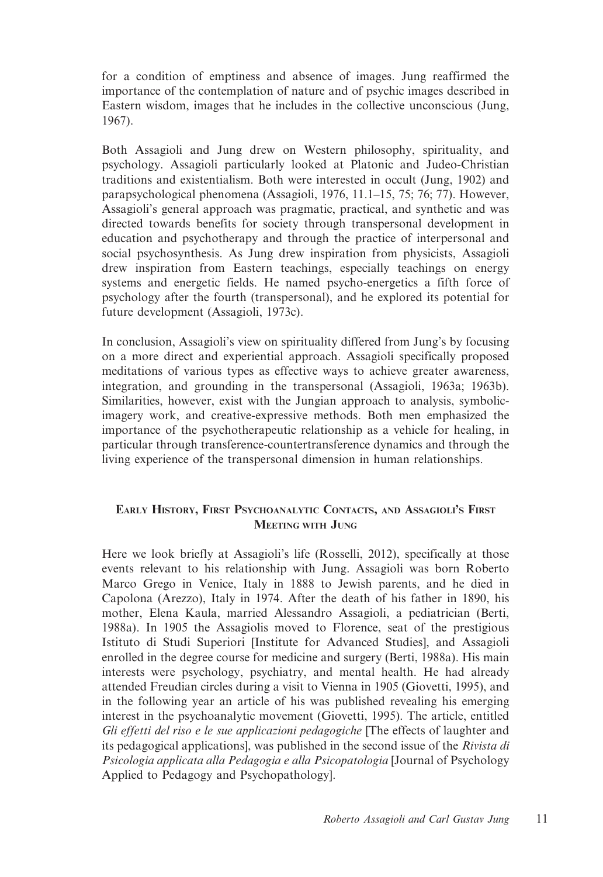for a condition of emptiness and absence of images. Jung reaffirmed the importance of the contemplation of nature and of psychic images described in Eastern wisdom, images that he includes in the collective unconscious (Jung, 1967).

Both Assagioli and Jung drew on Western philosophy, spirituality, and psychology. Assagioli particularly looked at Platonic and Judeo-Christian traditions and existentialism. Both were interested in occult (Jung, 1902) and parapsychological phenomena (Assagioli, 1976, 11.1–15, 75; 76; 77). However, Assagioli's general approach was pragmatic, practical, and synthetic and was directed towards benefits for society through transpersonal development in education and psychotherapy and through the practice of interpersonal and social psychosynthesis. As Jung drew inspiration from physicists, Assagioli drew inspiration from Eastern teachings, especially teachings on energy systems and energetic fields. He named psycho-energetics a fifth force of psychology after the fourth (transpersonal), and he explored its potential for future development (Assagioli, 1973c).

In conclusion, Assagioli's view on spirituality differed from Jung's by focusing on a more direct and experiential approach. Assagioli specifically proposed meditations of various types as effective ways to achieve greater awareness, integration, and grounding in the transpersonal (Assagioli, 1963a; 1963b). Similarities, however, exist with the Jungian approach to analysis, symbolic-imagery work, and creative-expressive methods. Both men emphasized the importance of the psychotherapeutic relationship as a vehicle for healing, in particular through transference-countertransference dynamics and through the living experience of the transpersonal dimension in human relationships.

## Early History, First Psychoanalytic Contacts, and Assagioli's First Meeting with Jung

Here we look briefly at Assagioli's life (Rosselli, 2012), specifically at those events relevant to his relationship with Jung. Assagioli was born Roberto Marco Grego in Venice, Italy in 1888 to Jewish parents, and he died in Capolona (Arezzo), Italy in 1974. After the death of his father in 1890, his mother, Elena Kaula, married Alessandro Assagioli, a pediatrician (Berti, 1988a). In 1905 the Assagiolis moved to Florence, seat of the prestigious Istituto di Studi Superiori [Institute for Advanced Studies], and Assagioli enrolled in the degree course for medicine and surgery (Berti, 1988a). His main interests were psychology, psychiatry, and mental health. He had already attended Freudian circles during a visit to Vienna in 1905 (Giovetti, 1995), and in the following year an article of his was published revealing his emerging interest in the psychoanalytic movement (Giovetti, 1995). The article, entitled *Gli effetti del riso e le sue applicazioni pedagogiche* [The effects of laughter and its pedagogical applications], was published in the second issue of the *Rivista di Psicologia applicata alla Pedagogia e alla Psicopatologia* [Journal of Psychology Applied to Pedagogy and Psychopathology].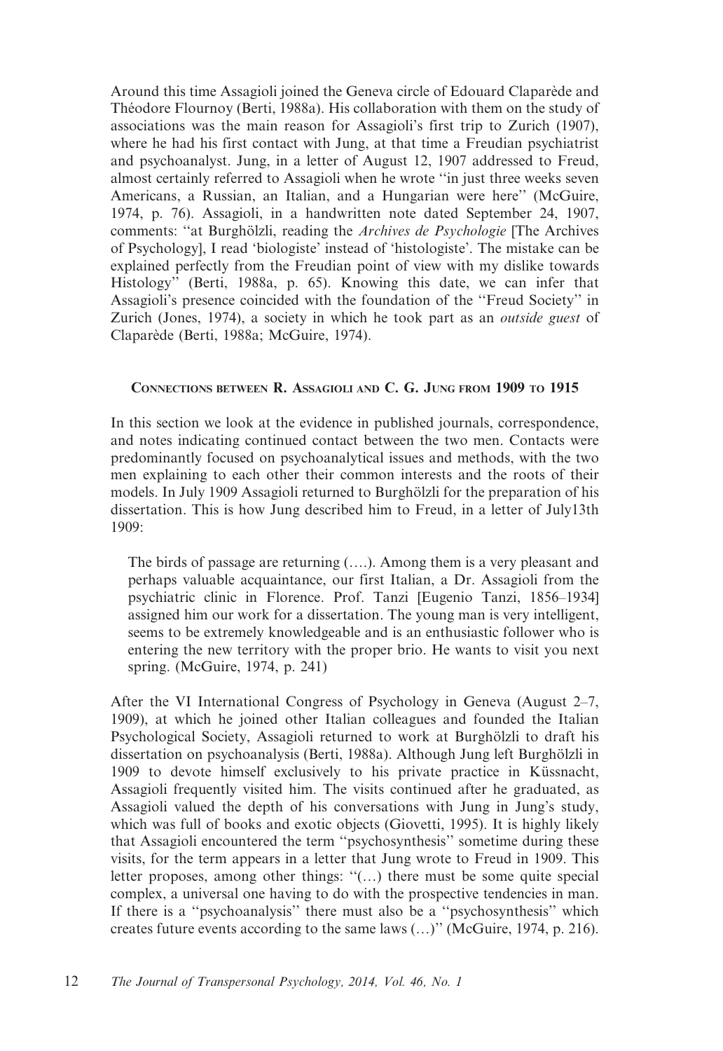Around this time Assagioli joined the Geneva circle of Edouard Claparède and Théodore Flournoy (Berti, 1988a). His collaboration with them on the study of associations was the main reason for Assagioli's first trip to Zurich (1907), where he had his first contact with Jung, at that time a Freudian psychiatrist and psychoanalyst. Jung, in a letter of August 12, 1907 addressed to Freud, almost certainly referred to Assagioli when he wrote ''in just three weeks seven Americans, a Russian, an Italian, and a Hungarian were here'' (McGuire, 1974, p. 76). Assagioli, in a handwritten note dated September 24, 1907, comments: ''at Burghölzli, reading the *Archives de Psychologie* [The Archives of Psychology], I read 'biologiste' instead of 'histologiste'. The mistake can be explained perfectly from the Freudian point of view with my dislike towards Histology'' (Berti, 1988a, p. 65). Knowing this date, we can infer that Assagioli's presence coincided with the foundation of the ''Freud Society'' in Zurich (Jones, 1974), a society in which he took part as an *outside guest* of Claparède (Berti, 1988a; McGuire, 1974).

## Connections between R. Assagioli and C. G. Jung from 1909 to 1915

In this section we look at the evidence in published journals, correspondence, and notes indicating continued contact between the two men. Contacts were predominantly focused on psychoanalytical issues and methods, with the two men explaining to each other their common interests and the roots of their models. In July 1909 Assagioli returned to Burghölzli for the preparation of his dissertation. This is how Jung described him to Freud, in a letter of July13th 1909:

> The birds of passage are returning (….). Among them is a very pleasant and perhaps valuable acquaintance, our first Italian, a Dr. Assagioli from the psychiatric clinic in Florence. Prof. Tanzi [Eugenio Tanzi, 1856–1934] assigned him our work for a dissertation. The young man is very intelligent, seems to be extremely knowledgeable and is an enthusiastic follower who is entering the new territory with the proper brio. He wants to visit you next spring. (McGuire, 1974, p. 241)

After the VI International Congress of Psychology in Geneva (August 2–7, 1909), at which he joined other Italian colleagues and founded the Italian Psychological Society, Assagioli returned to work at Burghölzli to draft his dissertation on psychoanalysis (Berti, 1988a). Although Jung left Burghölzli in 1909 to devote himself exclusively to his private practice in Küssnacht, Assagioli frequently visited him. The visits continued after he graduated, as Assagioli valued the depth of his conversations with Jung in Jung's study, which was full of books and exotic objects (Giovetti, 1995). It is highly likely that Assagioli encountered the term ''psychosynthesis'' sometime during these visits, for the term appears in a letter that Jung wrote to Freud in 1909. This letter proposes, among other things: ''(…) there must be some quite special complex, a universal one having to do with the prospective tendencies in man. If there is a ''psychoanalysis'' there must also be a ''psychosynthesis'' which creates future events according to the same laws (…)'' (McGuire, 1974, p. 216).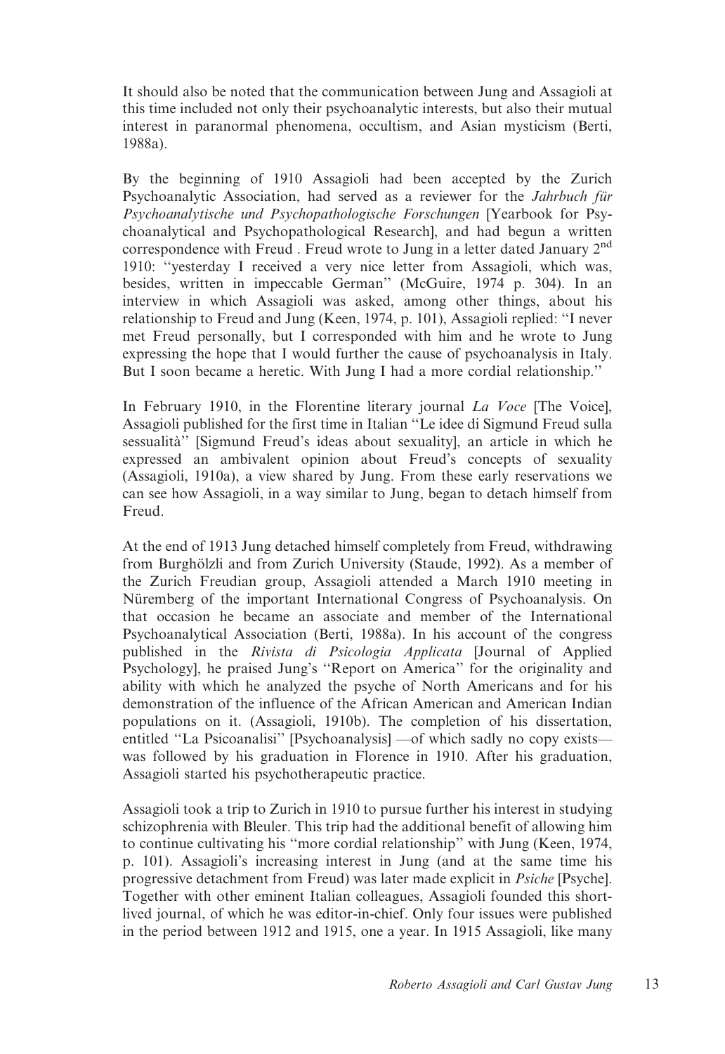It should also be noted that the communication between Jung and Assagioli at this time included not only their psychoanalytic interests, but also their mutual interest in paranormal phenomena, occultism, and Asian mysticism (Berti, 1988a).

By the beginning of 1910 Assagioli had been accepted by the Zurich Psychoanalytic Association, had served as a reviewer for the *Jahrbuch für Psychoanalytische und Psychopathologische Forschungen* [Yearbook for Psychoanalytical and Psychopathological Research], and had begun a written correspondence with Freud . Freud wrote to Jung in a letter dated January 2nd 1910: ''yesterday I received a very nice letter from Assagioli, which was, besides, written in impeccable German'' (McGuire, 1974 p. 304). In an interview in which Assagioli was asked, among other things, about his relationship to Freud and Jung (Keen, 1974, p. 101), Assagioli replied: ''I never met Freud personally, but I corresponded with him and he wrote to Jung expressing the hope that I would further the cause of psychoanalysis in Italy. But I soon became a heretic. With Jung I had a more cordial relationship.''

In February 1910, in the Florentine literary journal *La Voce* [The Voice], Assagioli published for the first time in Italian ''Le idee di Sigmund Freud sulla sessualità'' [Sigmund Freud's ideas about sexuality], an article in which he expressed an ambivalent opinion about Freud's concepts of sexuality (Assagioli, 1910a), a view shared by Jung. From these early reservations we can see how Assagioli, in a way similar to Jung, began to detach himself from Freud.

At the end of 1913 Jung detached himself completely from Freud, withdrawing from Burghölzli and from Zurich University (Staude, 1992). As a member of the Zurich Freudian group, Assagioli attended a March 1910 meeting in Nüremberg of the important International Congress of Psychoanalysis. On that occasion he became an associate and member of the International Psychoanalytical Association (Berti, 1988a). In his account of the congress published in the *Rivista di Psicologia Applicata* [Journal of Applied Psychology], he praised Jung's ''Report on America'' for the originality and ability with which he analyzed the psyche of North Americans and for his demonstration of the influence of the African American and American Indian populations on it. (Assagioli, 1910b). The completion of his dissertation, entitled ''La Psicoanalisi'' [Psychoanalysis] —of which sadly no copy exists— was followed by his graduation in Florence in 1910. After his graduation, Assagioli started his psychotherapeutic practice.

Assagioli took a trip to Zurich in 1910 to pursue further his interest in studying schizophrenia with Bleuler. This trip had the additional benefit of allowing him to continue cultivating his ''more cordial relationship'' with Jung (Keen, 1974, p. 101). Assagioli's increasing interest in Jung (and at the same time his progressive detachment from Freud) was later made explicit in *Psiche* [Psyche]. Together with other eminent Italian colleagues, Assagioli founded this short-lived journal, of which he was editor-in-chief. Only four issues were published in the period between 1912 and 1915, one a year. In 1915 Assagioli, like many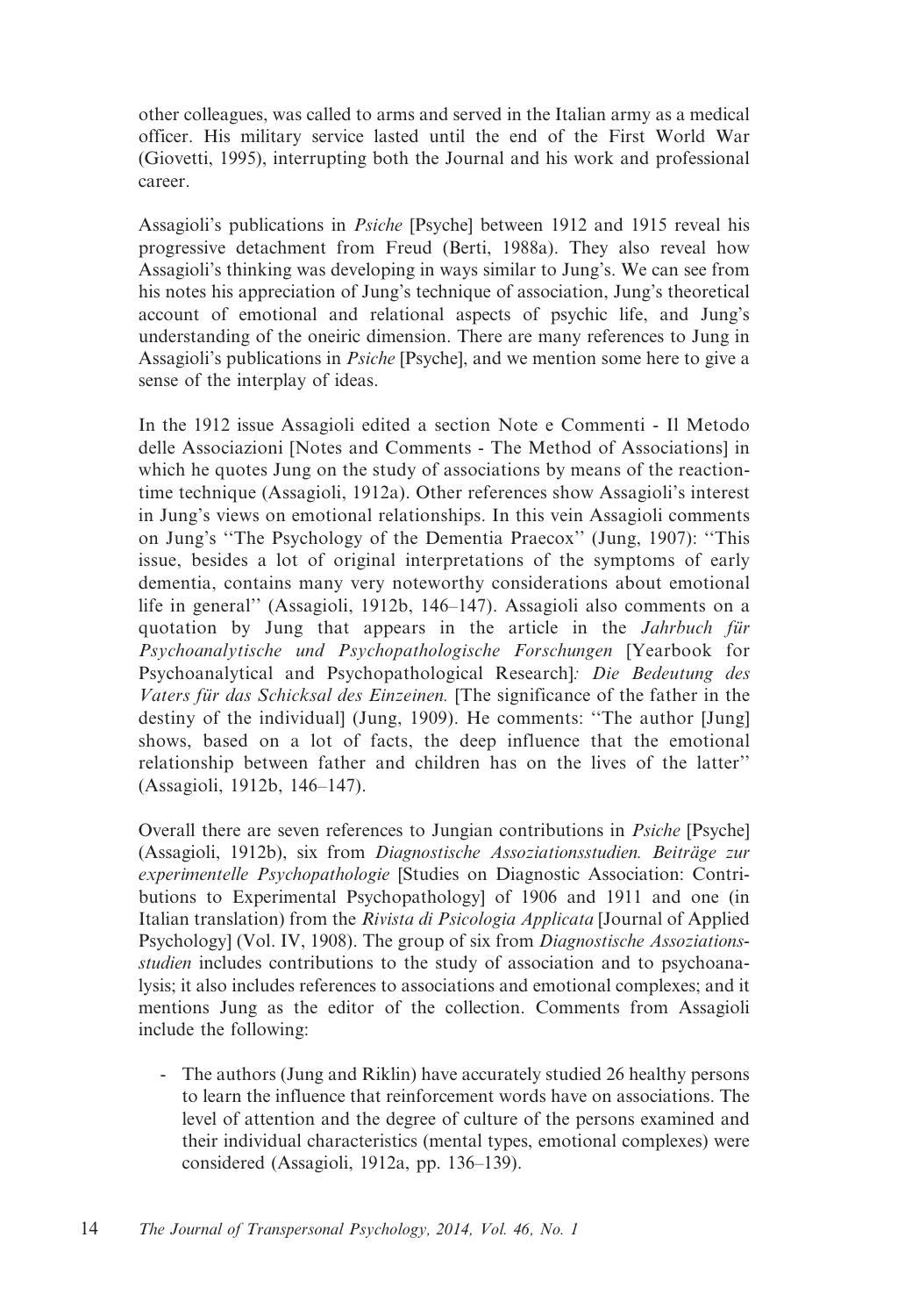other colleagues, was called to arms and served in the Italian army as a medical officer. His military service lasted until the end of the First World War (Giovetti, 1995), interrupting both the Journal and his work and professional career.

Assagioli's publications in *Psiche* [Psyche] between 1912 and 1915 reveal his progressive detachment from Freud (Berti, 1988a). They also reveal how Assagioli's thinking was developing in ways similar to Jung's. We can see from his notes his appreciation of Jung's technique of association, Jung's theoretical account of emotional and relational aspects of psychic life, and Jung's understanding of the oneiric dimension. There are many references to Jung in Assagioli's publications in *Psiche* [Psyche], and we mention some here to give a sense of the interplay of ideas.

In the 1912 issue Assagioli edited a section Note e Commenti - Il Metodo delle Associazioni [Notes and Comments - The Method of Associations] in which he quotes Jung on the study of associations by means of the reaction-time technique (Assagioli, 1912a). Other references show Assagioli's interest in Jung's views on emotional relationships. In this vein Assagioli comments on Jung's ''The Psychology of the Dementia Praecox'' (Jung, 1907): ''This issue, besides a lot of original interpretations of the symptoms of early dementia, contains many very noteworthy considerations about emotional life in general'' (Assagioli, 1912b, 146–147). Assagioli also comments on a quotation by Jung that appears in the article in the *Jahrbuch für Psychoanalytische und Psychopathologische Forschungen* [Yearbook for Psychoanalytical and Psychopathological Research]*: Die Bedeutung des Vaters für das Schicksal des Einzeinen.* [The significance of the father in the destiny of the individual] (Jung, 1909). He comments: ''The author [Jung] shows, based on a lot of facts, the deep influence that the emotional relationship between father and children has on the lives of the latter'' (Assagioli, 1912b, 146–147).

Overall there are seven references to Jungian contributions in *Psiche* [Psyche] (Assagioli, 1912b), six from *Diagnostische Assoziationsstudien. Beiträge zur experimentelle Psychopathologie* [Studies on Diagnostic Association: Contributions to Experimental Psychopathology] of 1906 and 1911 and one (in Italian translation) from the *Rivista di Psicologia Applicata* [Journal of Applied Psychology] (Vol. IV, 1908). The group of six from *Diagnostische Assoziationsstudien* includes contributions to the study of association and to psychoanalysis; it also includes references to associations and emotional complexes; and it mentions Jung as the editor of the collection. Comments from Assagioli include the following:

- The authors (Jung and Riklin) have accurately studied 26 healthy persons to learn the influence that reinforcement words have on associations. The level of attention and the degree of culture of the persons examined and their individual characteristics (mental types, emotional complexes) were considered (Assagioli, 1912a, pp. 136–139).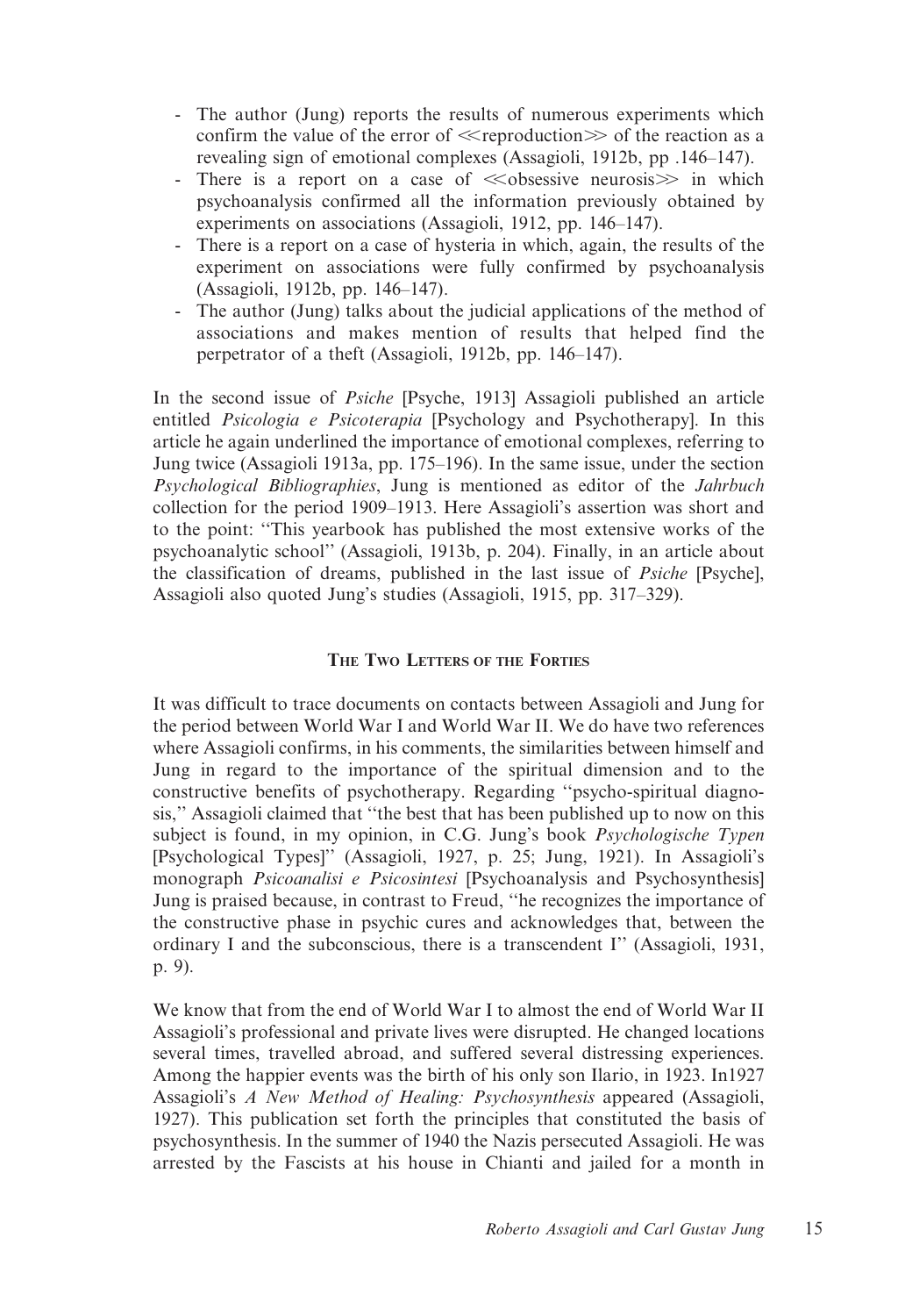- The author (Jung) reports the results of numerous experiments which confirm the value of the error of ≪reproduction≫ of the reaction as a revealing sign of emotional complexes (Assagioli, 1912b, pp .146–147).
- There is a report on a case of ≪obsessive neurosis≫ in which psychoanalysis confirmed all the information previously obtained by experiments on associations (Assagioli, 1912, pp. 146–147).
- There is a report on a case of hysteria in which, again, the results of the experiment on associations were fully confirmed by psychoanalysis (Assagioli, 1912b, pp. 146–147).
- The author (Jung) talks about the judicial applications of the method of associations and makes mention of results that helped find the perpetrator of a theft (Assagioli, 1912b, pp. 146–147).

In the second issue of *Psiche* [Psyche, 1913] Assagioli published an article entitled *Psicologia e Psicoterapia* [Psychology and Psychotherapy]. In this article he again underlined the importance of emotional complexes, referring to Jung twice (Assagioli 1913a, pp. 175–196). In the same issue, under the section *Psychological Bibliographies*, Jung is mentioned as editor of the *Jahrbuch* collection for the period 1909–1913. Here Assagioli's assertion was short and to the point: "This yearbook has published the most extensive works of the psychoanalytic school" (Assagioli, 1913b, p. 204). Finally, in an article about the classification of dreams, published in the last issue of *Psiche* [Psyche], Assagioli also quoted Jung's studies (Assagioli, 1915, pp. 317–329).

## The Two Letters of the Forties

It was difficult to trace documents on contacts between Assagioli and Jung for the period between World War I and World War II. We do have two references where Assagioli confirms, in his comments, the similarities between himself and Jung in regard to the importance of the spiritual dimension and to the constructive benefits of psychotherapy. Regarding "psycho-spiritual diagnosis," Assagioli claimed that "the best that has been published up to now on this subject is found, in my opinion, in C.G. Jung's book *Psychologische Typen* [Psychological Types]" (Assagioli, 1927, p. 25; Jung, 1921). In Assagioli's monograph *Psicoanalisi e Psicosintesi* [Psychoanalysis and Psychosynthesis] Jung is praised because, in contrast to Freud, "he recognizes the importance of the constructive phase in psychic cures and acknowledges that, between the ordinary I and the subconscious, there is a transcendent I" (Assagioli, 1931, p. 9).

We know that from the end of World War I to almost the end of World War II Assagioli's professional and private lives were disrupted. He changed locations several times, travelled abroad, and suffered several distressing experiences. Among the happier events was the birth of his only son Ilario, in 1923. In1927 Assagioli's *A New Method of Healing: Psychosynthesis* appeared (Assagioli, 1927). This publication set forth the principles that constituted the basis of psychosynthesis. In the summer of 1940 the Nazis persecuted Assagioli. He was arrested by the Fascists at his house in Chianti and jailed for a month in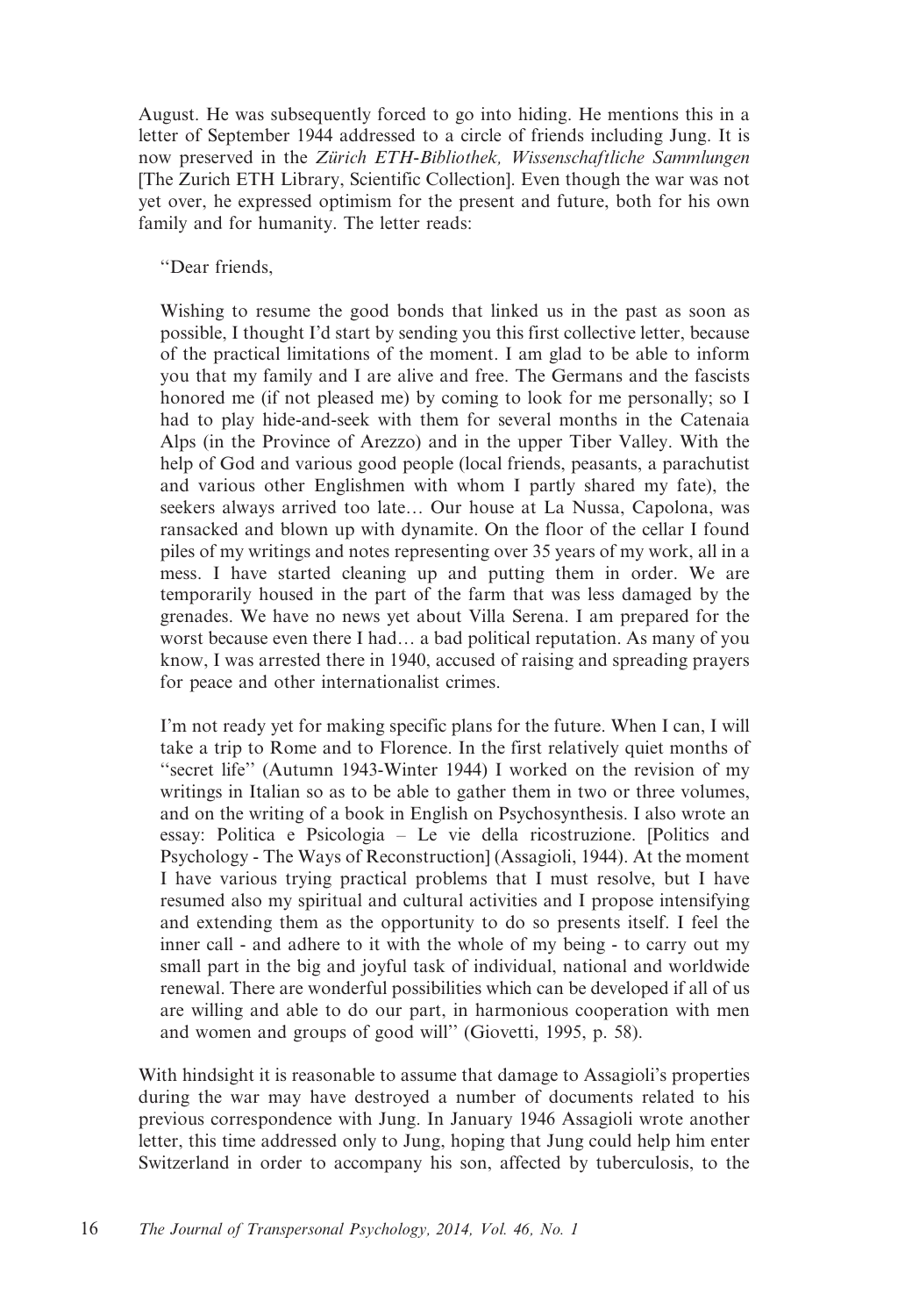August. He was subsequently forced to go into hiding. He mentions this in a letter of September 1944 addressed to a circle of friends including Jung. It is now preserved in the *Zürich ETH-Bibliothek, Wissenschaftliche Sammlungen* [The Zurich ETH Library, Scientific Collection]. Even though the war was not yet over, he expressed optimism for the present and future, both for his own family and for humanity. The letter reads:

> ''Dear friends,
>
> Wishing to resume the good bonds that linked us in the past as soon as possible, I thought I'd start by sending you this first collective letter, because of the practical limitations of the moment. I am glad to be able to inform you that my family and I are alive and free. The Germans and the fascists honored me (if not pleased me) by coming to look for me personally; so I had to play hide-and-seek with them for several months in the Catenaia Alps (in the Province of Arezzo) and in the upper Tiber Valley. With the help of God and various good people (local friends, peasants, a parachutist and various other Englishmen with whom I partly shared my fate), the seekers always arrived too late… Our house at La Nussa, Capolona, was ransacked and blown up with dynamite. On the floor of the cellar I found piles of my writings and notes representing over 35 years of my work, all in a mess. I have started cleaning up and putting them in order. We are temporarily housed in the part of the farm that was less damaged by the grenades. We have no news yet about Villa Serena. I am prepared for the worst because even there I had… a bad political reputation. As many of you know, I was arrested there in 1940, accused of raising and spreading prayers for peace and other internationalist crimes.
>
> I'm not ready yet for making specific plans for the future. When I can, I will take a trip to Rome and to Florence. In the first relatively quiet months of ''secret life'' (Autumn 1943-Winter 1944) I worked on the revision of my writings in Italian so as to be able to gather them in two or three volumes, and on the writing of a book in English on Psychosynthesis. I also wrote an essay: Politica e Psicologia – Le vie della ricostruzione. [Politics and Psychology - The Ways of Reconstruction] (Assagioli, 1944). At the moment I have various trying practical problems that I must resolve, but I have resumed also my spiritual and cultural activities and I propose intensifying and extending them as the opportunity to do so presents itself. I feel the inner call - and adhere to it with the whole of my being - to carry out my small part in the big and joyful task of individual, national and worldwide renewal. There are wonderful possibilities which can be developed if all of us are willing and able to do our part, in harmonious cooperation with men and women and groups of good will'' (Giovetti, 1995, p. 58).

With hindsight it is reasonable to assume that damage to Assagioli's properties during the war may have destroyed a number of documents related to his previous correspondence with Jung. In January 1946 Assagioli wrote another letter, this time addressed only to Jung, hoping that Jung could help him enter Switzerland in order to accompany his son, affected by tuberculosis, to the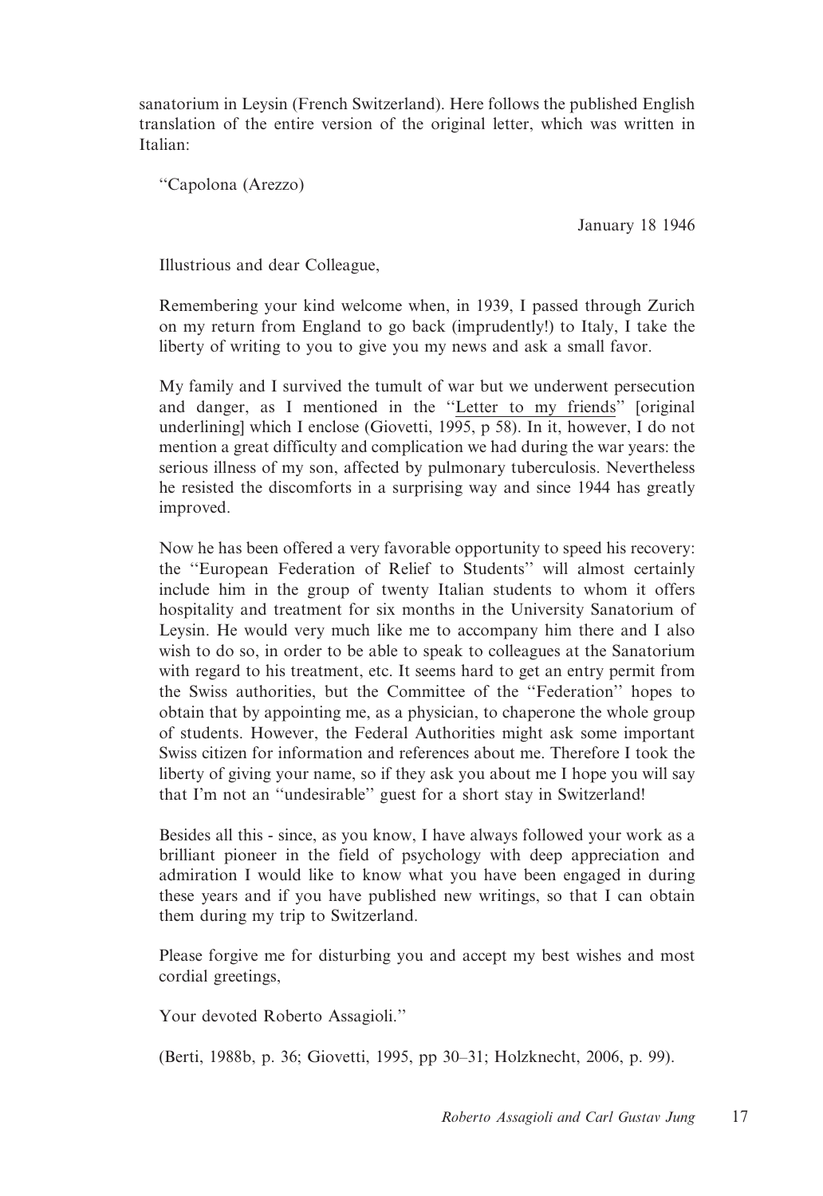sanatorium in Leysin (French Switzerland). Here follows the published English translation of the entire version of the original letter, which was written in Italian:

> ''Capolona (Arezzo)
>
> January 18 1946
>
> Illustrious and dear Colleague,
>
> Remembering your kind welcome when, in 1939, I passed through Zurich on my return from England to go back (imprudently!) to Italy, I take the liberty of writing to you to give you my news and ask a small favor.
>
> My family and I survived the tumult of war but we underwent persecution and danger, as I mentioned in the ''<u>Letter to my friends</u>'' [original underlining] which I enclose (Giovetti, 1995, p 58). In it, however, I do not mention a great difficulty and complication we had during the war years: the serious illness of my son, affected by pulmonary tuberculosis. Nevertheless he resisted the discomforts in a surprising way and since 1944 has greatly improved.
>
> Now he has been offered a very favorable opportunity to speed his recovery: the ''European Federation of Relief to Students'' will almost certainly include him in the group of twenty Italian students to whom it offers hospitality and treatment for six months in the University Sanatorium of Leysin. He would very much like me to accompany him there and I also wish to do so, in order to be able to speak to colleagues at the Sanatorium with regard to his treatment, etc. It seems hard to get an entry permit from the Swiss authorities, but the Committee of the ''Federation'' hopes to obtain that by appointing me, as a physician, to chaperone the whole group of students. However, the Federal Authorities might ask some important Swiss citizen for information and references about me. Therefore I took the liberty of giving your name, so if they ask you about me I hope you will say that I'm not an ''undesirable'' guest for a short stay in Switzerland!
>
> Besides all this - since, as you know, I have always followed your work as a brilliant pioneer in the field of psychology with deep appreciation and admiration I would like to know what you have been engaged in during these years and if you have published new writings, so that I can obtain them during my trip to Switzerland.
>
> Please forgive me for disturbing you and accept my best wishes and most cordial greetings,
>
> Your devoted Roberto Assagioli.''
>
> (Berti, 1988b, p. 36; Giovetti, 1995, pp 30–31; Holzknecht, 2006, p. 99).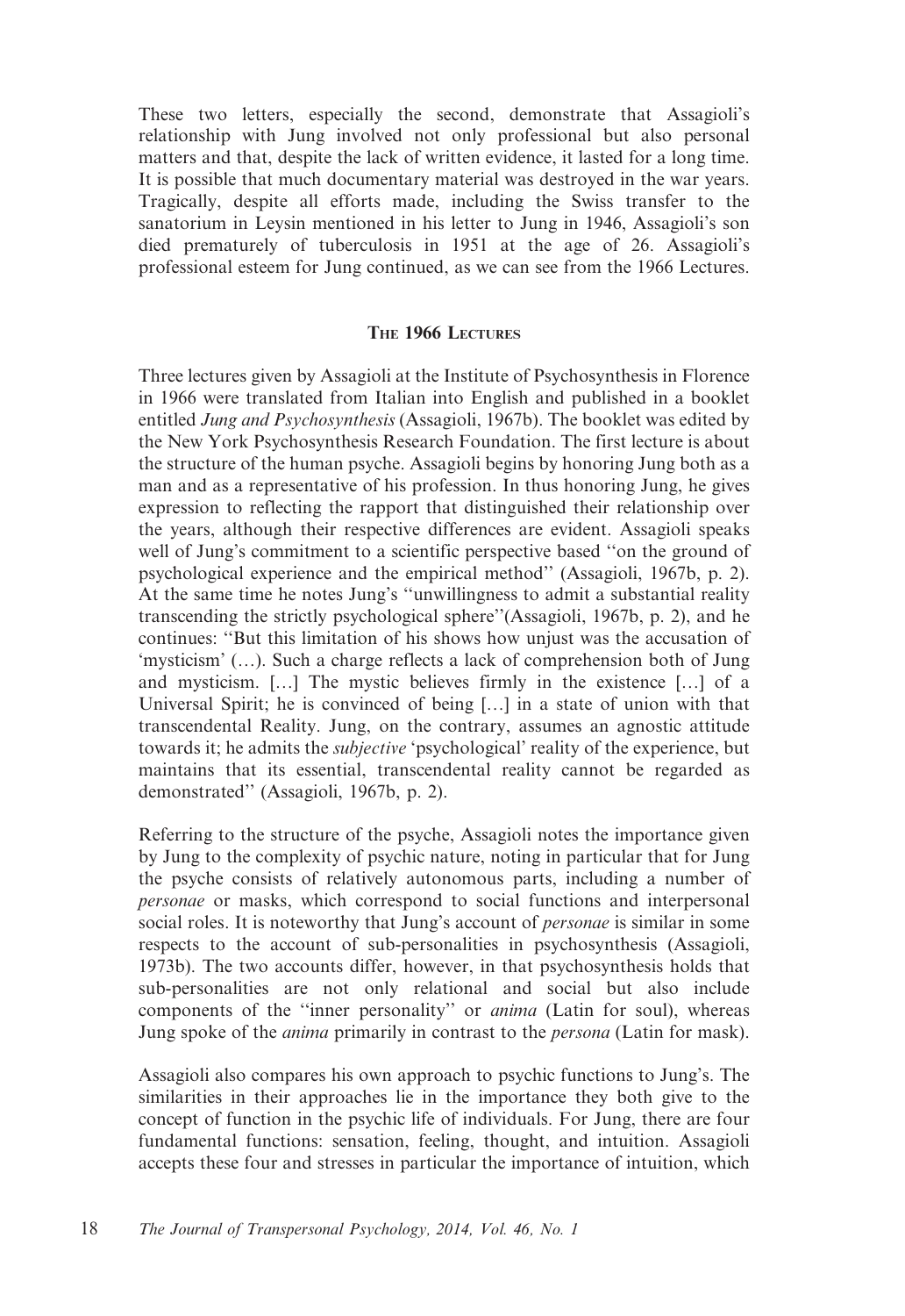These two letters, especially the second, demonstrate that Assagioli's relationship with Jung involved not only professional but also personal matters and that, despite the lack of written evidence, it lasted for a long time. It is possible that much documentary material was destroyed in the war years. Tragically, despite all efforts made, including the Swiss transfer to the sanatorium in Leysin mentioned in his letter to Jung in 1946, Assagioli's son died prematurely of tuberculosis in 1951 at the age of 26. Assagioli's professional esteem for Jung continued, as we can see from the 1966 Lectures.

## The 1966 Lectures

Three lectures given by Assagioli at the Institute of Psychosynthesis in Florence in 1966 were translated from Italian into English and published in a booklet entitled *Jung and Psychosynthesis* (Assagioli, 1967b). The booklet was edited by the New York Psychosynthesis Research Foundation. The first lecture is about the structure of the human psyche. Assagioli begins by honoring Jung both as a man and as a representative of his profession. In thus honoring Jung, he gives expression to reflecting the rapport that distinguished their relationship over the years, although their respective differences are evident. Assagioli speaks well of Jung's commitment to a scientific perspective based "on the ground of psychological experience and the empirical method" (Assagioli, 1967b, p. 2). At the same time he notes Jung's "unwillingness to admit a substantial reality transcending the strictly psychological sphere"(Assagioli, 1967b, p. 2), and he continues: "But this limitation of his shows how unjust was the accusation of 'mysticism' (…). Such a charge reflects a lack of comprehension both of Jung and mysticism. […] The mystic believes firmly in the existence […] of a Universal Spirit; he is convinced of being […] in a state of union with that transcendental Reality. Jung, on the contrary, assumes an agnostic attitude towards it; he admits the *subjective* 'psychological' reality of the experience, but maintains that its essential, transcendental reality cannot be regarded as demonstrated" (Assagioli, 1967b, p. 2).

Referring to the structure of the psyche, Assagioli notes the importance given by Jung to the complexity of psychic nature, noting in particular that for Jung the psyche consists of relatively autonomous parts, including a number of *personae* or masks, which correspond to social functions and interpersonal social roles. It is noteworthy that Jung's account of *personae* is similar in some respects to the account of sub-personalities in psychosynthesis (Assagioli, 1973b). The two accounts differ, however, in that psychosynthesis holds that sub-personalities are not only relational and social but also include components of the "inner personality" or *anima* (Latin for soul), whereas Jung spoke of the *anima* primarily in contrast to the *persona* (Latin for mask).

Assagioli also compares his own approach to psychic functions to Jung's. The similarities in their approaches lie in the importance they both give to the concept of function in the psychic life of individuals. For Jung, there are four fundamental functions: sensation, feeling, thought, and intuition. Assagioli accepts these four and stresses in particular the importance of intuition, which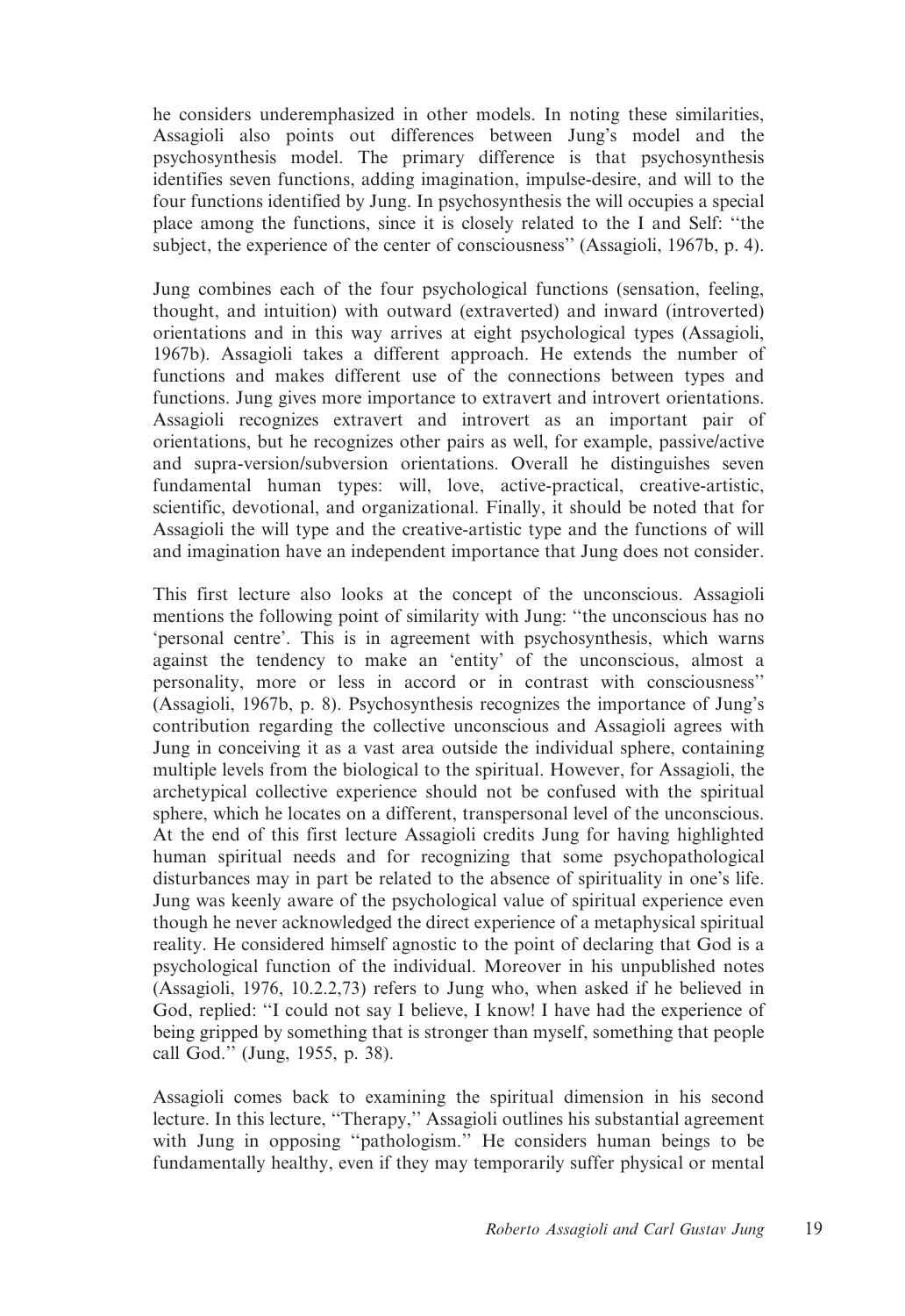he considers underemphasized in other models. In noting these similarities, Assagioli also points out differences between Jung's model and the psychosynthesis model. The primary difference is that psychosynthesis identifies seven functions, adding imagination, impulse-desire, and will to the four functions identified by Jung. In psychosynthesis the will occupies a special place among the functions, since it is closely related to the I and Self: ''the subject, the experience of the center of consciousness'' (Assagioli, 1967b, p. 4).

Jung combines each of the four psychological functions (sensation, feeling, thought, and intuition) with outward (extraverted) and inward (introverted) orientations and in this way arrives at eight psychological types (Assagioli, 1967b). Assagioli takes a different approach. He extends the number of functions and makes different use of the connections between types and functions. Jung gives more importance to extravert and introvert orientations. Assagioli recognizes extravert and introvert as an important pair of orientations, but he recognizes other pairs as well, for example, passive/active and supra-version/subversion orientations. Overall he distinguishes seven fundamental human types: will, love, active-practical, creative-artistic, scientific, devotional, and organizational. Finally, it should be noted that for Assagioli the will type and the creative-artistic type and the functions of will and imagination have an independent importance that Jung does not consider.

This first lecture also looks at the concept of the unconscious. Assagioli mentions the following point of similarity with Jung: ''the unconscious has no 'personal centre'. This is in agreement with psychosynthesis, which warns against the tendency to make an 'entity' of the unconscious, almost a personality, more or less in accord or in contrast with consciousness'' (Assagioli, 1967b, p. 8). Psychosynthesis recognizes the importance of Jung's contribution regarding the collective unconscious and Assagioli agrees with Jung in conceiving it as a vast area outside the individual sphere, containing multiple levels from the biological to the spiritual. However, for Assagioli, the archetypical collective experience should not be confused with the spiritual sphere, which he locates on a different, transpersonal level of the unconscious. At the end of this first lecture Assagioli credits Jung for having highlighted human spiritual needs and for recognizing that some psychopathological disturbances may in part be related to the absence of spirituality in one's life. Jung was keenly aware of the psychological value of spiritual experience even though he never acknowledged the direct experience of a metaphysical spiritual reality. He considered himself agnostic to the point of declaring that God is a psychological function of the individual. Moreover in his unpublished notes (Assagioli, 1976, 10.2.2,73) refers to Jung who, when asked if he believed in God, replied: ''I could not say I believe, I know! I have had the experience of being gripped by something that is stronger than myself, something that people call God.'' (Jung, 1955, p. 38).

Assagioli comes back to examining the spiritual dimension in his second lecture. In this lecture, ''Therapy,'' Assagioli outlines his substantial agreement with Jung in opposing ''pathologism.'' He considers human beings to be fundamentally healthy, even if they may temporarily suffer physical or mental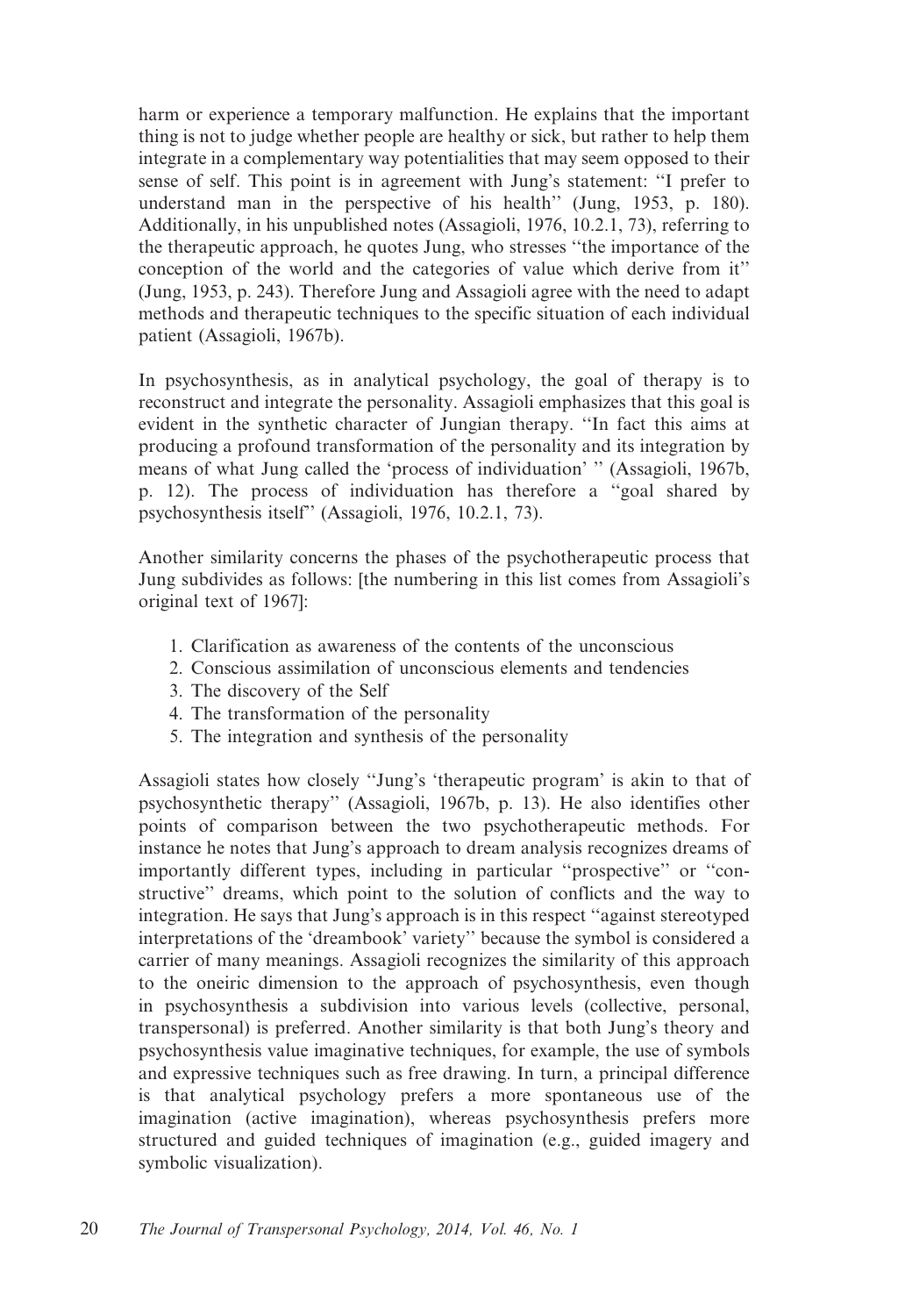harm or experience a temporary malfunction. He explains that the important thing is not to judge whether people are healthy or sick, but rather to help them integrate in a complementary way potentialities that may seem opposed to their sense of self. This point is in agreement with Jung's statement: ''I prefer to understand man in the perspective of his health'' (Jung, 1953, p. 180). Additionally, in his unpublished notes (Assagioli, 1976, 10.2.1, 73), referring to the therapeutic approach, he quotes Jung, who stresses ''the importance of the conception of the world and the categories of value which derive from it'' (Jung, 1953, p. 243). Therefore Jung and Assagioli agree with the need to adapt methods and therapeutic techniques to the specific situation of each individual patient (Assagioli, 1967b).

In psychosynthesis, as in analytical psychology, the goal of therapy is to reconstruct and integrate the personality. Assagioli emphasizes that this goal is evident in the synthetic character of Jungian therapy. ''In fact this aims at producing a profound transformation of the personality and its integration by means of what Jung called the 'process of individuation' '' (Assagioli, 1967b, p. 12). The process of individuation has therefore a ''goal shared by psychosynthesis itself'' (Assagioli, 1976, 10.2.1, 73).

Another similarity concerns the phases of the psychotherapeutic process that Jung subdivides as follows: [the numbering in this list comes from Assagioli's original text of 1967]:

1. Clarification as awareness of the contents of the unconscious
2. Conscious assimilation of unconscious elements and tendencies
3. The discovery of the Self
4. The transformation of the personality
5. The integration and synthesis of the personality

Assagioli states how closely ''Jung's 'therapeutic program' is akin to that of psychosynthetic therapy'' (Assagioli, 1967b, p. 13). He also identifies other points of comparison between the two psychotherapeutic methods. For instance he notes that Jung's approach to dream analysis recognizes dreams of importantly different types, including in particular ''prospective'' or ''constructive'' dreams, which point to the solution of conflicts and the way to integration. He says that Jung's approach is in this respect ''against stereotyped interpretations of the 'dreambook' variety'' because the symbol is considered a carrier of many meanings. Assagioli recognizes the similarity of this approach to the oneiric dimension to the approach of psychosynthesis, even though in psychosynthesis a subdivision into various levels (collective, personal, transpersonal) is preferred. Another similarity is that both Jung's theory and psychosynthesis value imaginative techniques, for example, the use of symbols and expressive techniques such as free drawing. In turn, a principal difference is that analytical psychology prefers a more spontaneous use of the imagination (active imagination), whereas psychosynthesis prefers more structured and guided techniques of imagination (e.g., guided imagery and symbolic visualization).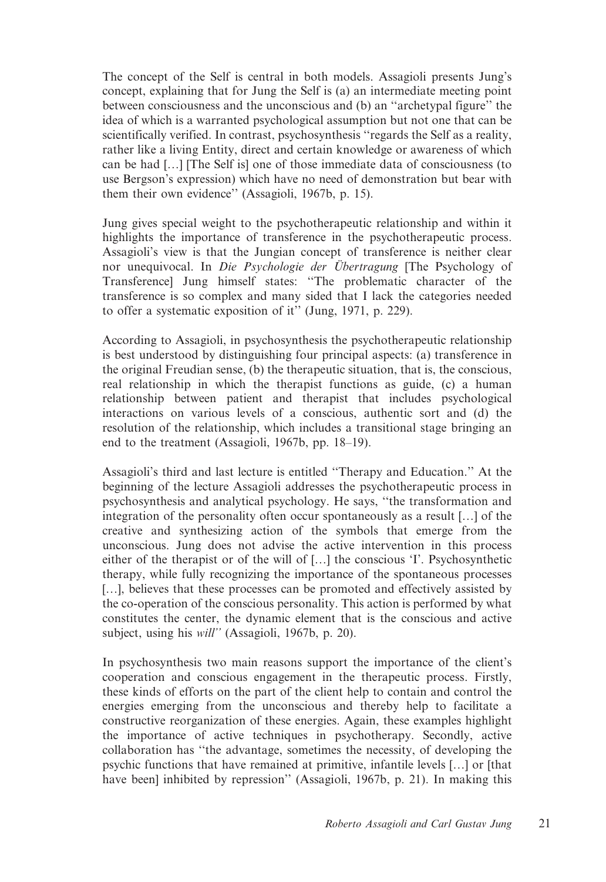The concept of the Self is central in both models. Assagioli presents Jung's concept, explaining that for Jung the Self is (a) an intermediate meeting point between consciousness and the unconscious and (b) an "archetypal figure" the idea of which is a warranted psychological assumption but not one that can be scientifically verified. In contrast, psychosynthesis "regards the Self as a reality, rather like a living Entity, direct and certain knowledge or awareness of which can be had […] [The Self is] one of those immediate data of consciousness (to use Bergson's expression) which have no need of demonstration but bear with them their own evidence" (Assagioli, 1967b, p. 15).

Jung gives special weight to the psychotherapeutic relationship and within it highlights the importance of transference in the psychotherapeutic process. Assagioli's view is that the Jungian concept of transference is neither clear nor unequivocal. In *Die Psychologie der Übertragung* [The Psychology of Transference] Jung himself states: "The problematic character of the transference is so complex and many sided that I lack the categories needed to offer a systematic exposition of it" (Jung, 1971, p. 229).

According to Assagioli, in psychosynthesis the psychotherapeutic relationship is best understood by distinguishing four principal aspects: (a) transference in the original Freudian sense, (b) the therapeutic situation, that is, the conscious, real relationship in which the therapist functions as guide, (c) a human relationship between patient and therapist that includes psychological interactions on various levels of a conscious, authentic sort and (d) the resolution of the relationship, which includes a transitional stage bringing an end to the treatment (Assagioli, 1967b, pp. 18–19).

Assagioli's third and last lecture is entitled "Therapy and Education." At the beginning of the lecture Assagioli addresses the psychotherapeutic process in psychosynthesis and analytical psychology. He says, "the transformation and integration of the personality often occur spontaneously as a result […] of the creative and synthesizing action of the symbols that emerge from the unconscious. Jung does not advise the active intervention in this process either of the therapist or of the will of […] the conscious 'I'. Psychosynthetic therapy, while fully recognizing the importance of the spontaneous processes […], believes that these processes can be promoted and effectively assisted by the co-operation of the conscious personality. This action is performed by what constitutes the center, the dynamic element that is the conscious and active subject, using his *will*" (Assagioli, 1967b, p. 20).

In psychosynthesis two main reasons support the importance of the client's cooperation and conscious engagement in the therapeutic process. Firstly, these kinds of efforts on the part of the client help to contain and control the energies emerging from the unconscious and thereby help to facilitate a constructive reorganization of these energies. Again, these examples highlight the importance of active techniques in psychotherapy. Secondly, active collaboration has "the advantage, sometimes the necessity, of developing the psychic functions that have remained at primitive, infantile levels […] or [that have been] inhibited by repression" (Assagioli, 1967b, p. 21). In making this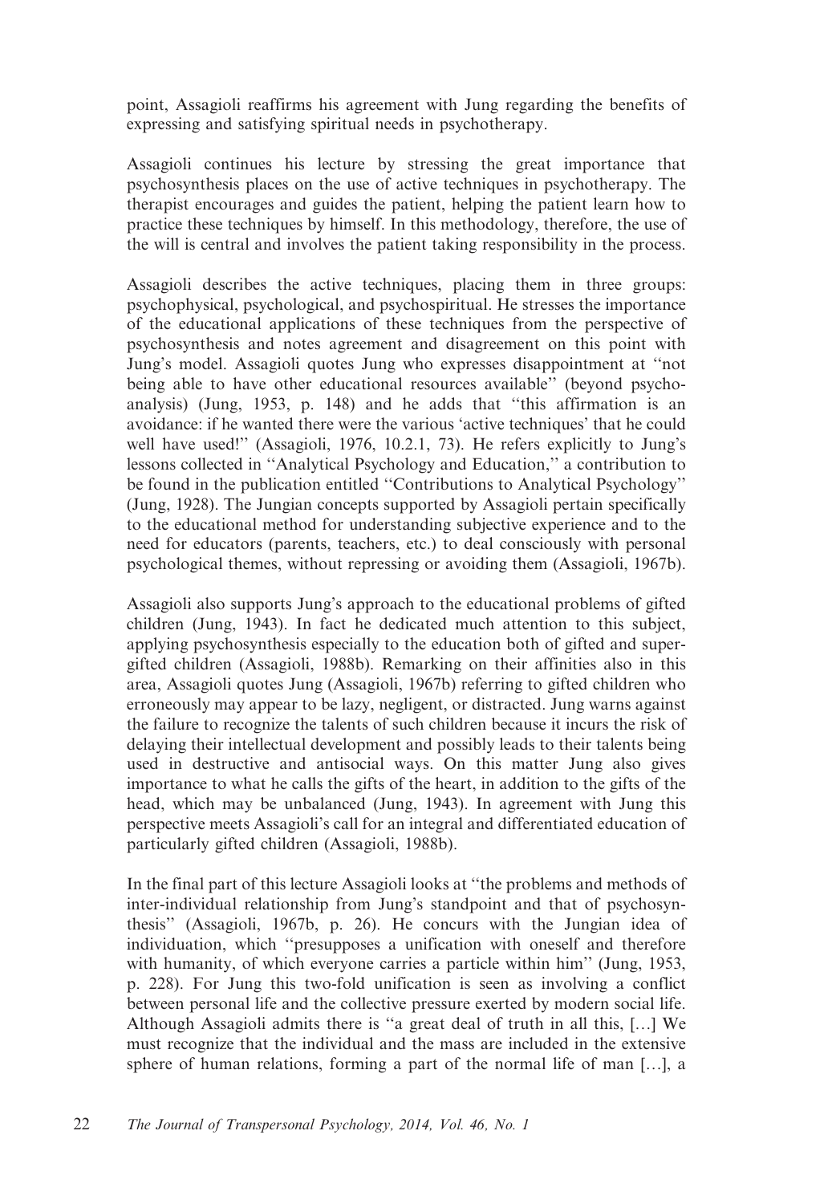point, Assagioli reaffirms his agreement with Jung regarding the benefits of expressing and satisfying spiritual needs in psychotherapy.

Assagioli continues his lecture by stressing the great importance that psychosynthesis places on the use of active techniques in psychotherapy. The therapist encourages and guides the patient, helping the patient learn how to practice these techniques by himself. In this methodology, therefore, the use of the will is central and involves the patient taking responsibility in the process.

Assagioli describes the active techniques, placing them in three groups: psychophysical, psychological, and psychospiritual. He stresses the importance of the educational applications of these techniques from the perspective of psychosynthesis and notes agreement and disagreement on this point with Jung's model. Assagioli quotes Jung who expresses disappointment at ''not being able to have other educational resources available'' (beyond psychoanalysis) (Jung, 1953, p. 148) and he adds that ''this affirmation is an avoidance: if he wanted there were the various 'active techniques' that he could well have used!'' (Assagioli, 1976, 10.2.1, 73). He refers explicitly to Jung's lessons collected in ''Analytical Psychology and Education,'' a contribution to be found in the publication entitled ''Contributions to Analytical Psychology'' (Jung, 1928). The Jungian concepts supported by Assagioli pertain specifically to the educational method for understanding subjective experience and to the need for educators (parents, teachers, etc.) to deal consciously with personal psychological themes, without repressing or avoiding them (Assagioli, 1967b).

Assagioli also supports Jung's approach to the educational problems of gifted children (Jung, 1943). In fact he dedicated much attention to this subject, applying psychosynthesis especially to the education both of gifted and super-gifted children (Assagioli, 1988b). Remarking on their affinities also in this area, Assagioli quotes Jung (Assagioli, 1967b) referring to gifted children who erroneously may appear to be lazy, negligent, or distracted. Jung warns against the failure to recognize the talents of such children because it incurs the risk of delaying their intellectual development and possibly leads to their talents being used in destructive and antisocial ways. On this matter Jung also gives importance to what he calls the gifts of the heart, in addition to the gifts of the head, which may be unbalanced (Jung, 1943). In agreement with Jung this perspective meets Assagioli's call for an integral and differentiated education of particularly gifted children (Assagioli, 1988b).

In the final part of this lecture Assagioli looks at ''the problems and methods of inter-individual relationship from Jung's standpoint and that of psychosynthesis'' (Assagioli, 1967b, p. 26). He concurs with the Jungian idea of individuation, which ''presupposes a unification with oneself and therefore with humanity, of which everyone carries a particle within him'' (Jung, 1953, p. 228). For Jung this two-fold unification is seen as involving a conflict between personal life and the collective pressure exerted by modern social life. Although Assagioli admits there is ''a great deal of truth in all this, […] We must recognize that the individual and the mass are included in the extensive sphere of human relations, forming a part of the normal life of man […], a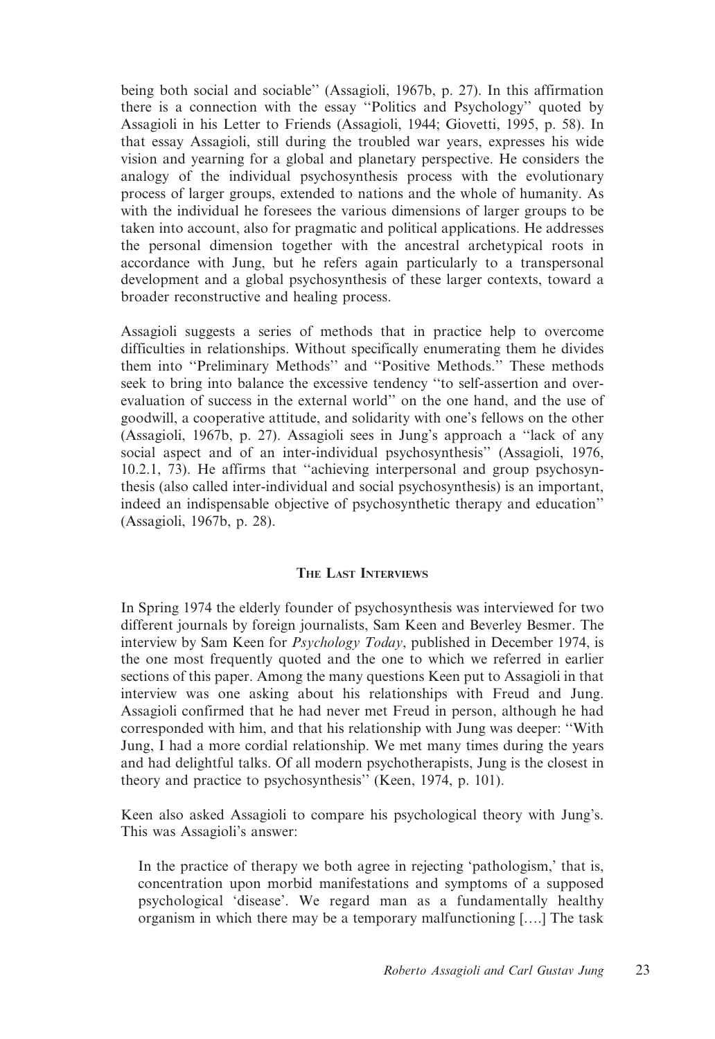being both social and sociable'' (Assagioli, 1967b, p. 27). In this affirmation there is a connection with the essay ''Politics and Psychology'' quoted by Assagioli in his Letter to Friends (Assagioli, 1944; Giovetti, 1995, p. 58). In that essay Assagioli, still during the troubled war years, expresses his wide vision and yearning for a global and planetary perspective. He considers the analogy of the individual psychosynthesis process with the evolutionary process of larger groups, extended to nations and the whole of humanity. As with the individual he foresees the various dimensions of larger groups to be taken into account, also for pragmatic and political applications. He addresses the personal dimension together with the ancestral archetypical roots in accordance with Jung, but he refers again particularly to a transpersonal development and a global psychosynthesis of these larger contexts, toward a broader reconstructive and healing process.

Assagioli suggests a series of methods that in practice help to overcome difficulties in relationships. Without specifically enumerating them he divides them into ''Preliminary Methods'' and ''Positive Methods.'' These methods seek to bring into balance the excessive tendency ''to self-assertion and over-evaluation of success in the external world'' on the one hand, and the use of goodwill, a cooperative attitude, and solidarity with one's fellows on the other (Assagioli, 1967b, p. 27). Assagioli sees in Jung's approach a ''lack of any social aspect and of an inter-individual psychosynthesis'' (Assagioli, 1976, 10.2.1, 73). He affirms that ''achieving interpersonal and group psychosynthesis (also called inter-individual and social psychosynthesis) is an important, indeed an indispensable objective of psychosynthetic therapy and education'' (Assagioli, 1967b, p. 28).

## The Last Interviews

In Spring 1974 the elderly founder of psychosynthesis was interviewed for two different journals by foreign journalists, Sam Keen and Beverley Besmer. The interview by Sam Keen for *Psychology Today*, published in December 1974, is the one most frequently quoted and the one to which we referred in earlier sections of this paper. Among the many questions Keen put to Assagioli in that interview was one asking about his relationships with Freud and Jung. Assagioli confirmed that he had never met Freud in person, although he had corresponded with him, and that his relationship with Jung was deeper: ''With Jung, I had a more cordial relationship. We met many times during the years and had delightful talks. Of all modern psychotherapists, Jung is the closest in theory and practice to psychosynthesis'' (Keen, 1974, p. 101).

Keen also asked Assagioli to compare his psychological theory with Jung's. This was Assagioli's answer:

> In the practice of therapy we both agree in rejecting 'pathologism,' that is, concentration upon morbid manifestations and symptoms of a supposed psychological 'disease'. We regard man as a fundamentally healthy organism in which there may be a temporary malfunctioning [....] The task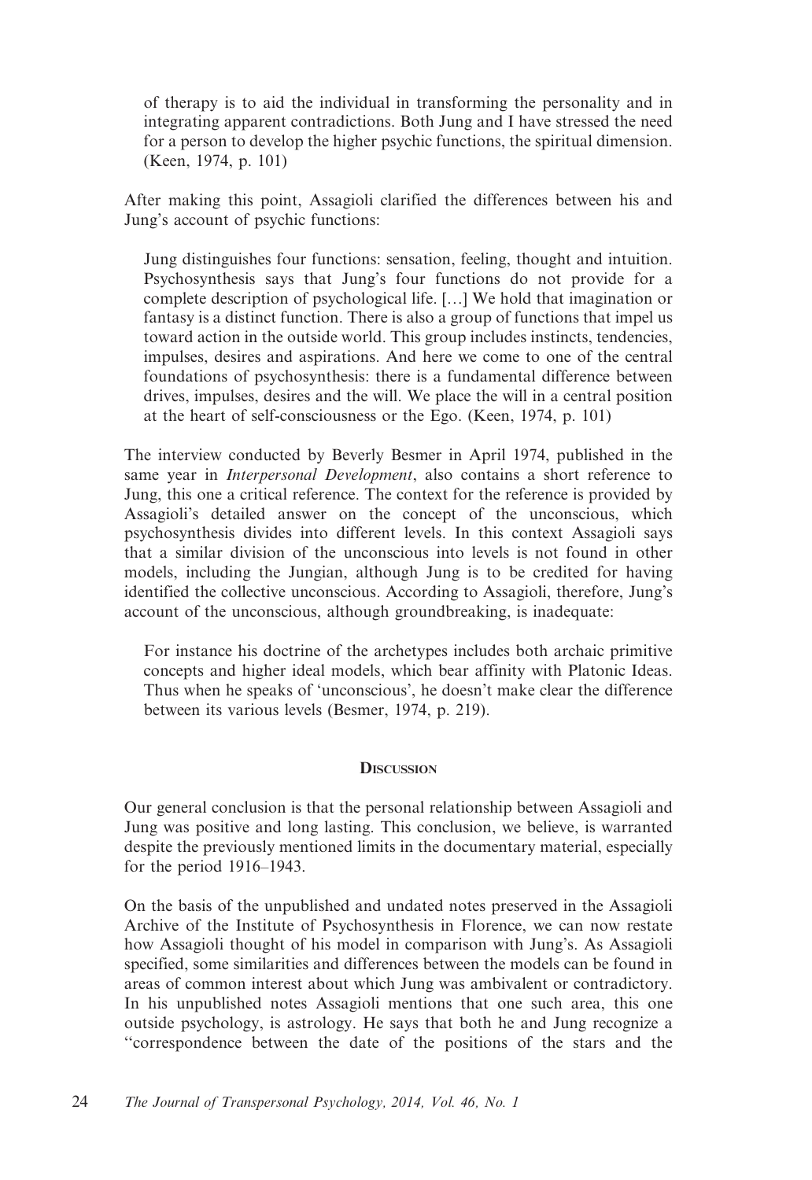> of therapy is to aid the individual in transforming the personality and in integrating apparent contradictions. Both Jung and I have stressed the need for a person to develop the higher psychic functions, the spiritual dimension. (Keen, 1974, p. 101)

After making this point, Assagioli clarified the differences between his and Jung's account of psychic functions:

> Jung distinguishes four functions: sensation, feeling, thought and intuition. Psychosynthesis says that Jung's four functions do not provide for a complete description of psychological life. […] We hold that imagination or fantasy is a distinct function. There is also a group of functions that impel us toward action in the outside world. This group includes instincts, tendencies, impulses, desires and aspirations. And here we come to one of the central foundations of psychosynthesis: there is a fundamental difference between drives, impulses, desires and the will. We place the will in a central position at the heart of self-consciousness or the Ego. (Keen, 1974, p. 101)

The interview conducted by Beverly Besmer in April 1974, published in the same year in *Interpersonal Development*, also contains a short reference to Jung, this one a critical reference. The context for the reference is provided by Assagioli's detailed answer on the concept of the unconscious, which psychosynthesis divides into different levels. In this context Assagioli says that a similar division of the unconscious into levels is not found in other models, including the Jungian, although Jung is to be credited for having identified the collective unconscious. According to Assagioli, therefore, Jung's account of the unconscious, although groundbreaking, is inadequate:

> For instance his doctrine of the archetypes includes both archaic primitive concepts and higher ideal models, which bear affinity with Platonic Ideas. Thus when he speaks of 'unconscious', he doesn't make clear the difference between its various levels (Besmer, 1974, p. 219).

## Discussion

Our general conclusion is that the personal relationship between Assagioli and Jung was positive and long lasting. This conclusion, we believe, is warranted despite the previously mentioned limits in the documentary material, especially for the period 1916–1943.

On the basis of the unpublished and undated notes preserved in the Assagioli Archive of the Institute of Psychosynthesis in Florence, we can now restate how Assagioli thought of his model in comparison with Jung's. As Assagioli specified, some similarities and differences between the models can be found in areas of common interest about which Jung was ambivalent or contradictory. In his unpublished notes Assagioli mentions that one such area, this one outside psychology, is astrology. He says that both he and Jung recognize a "correspondence between the date of the positions of the stars and the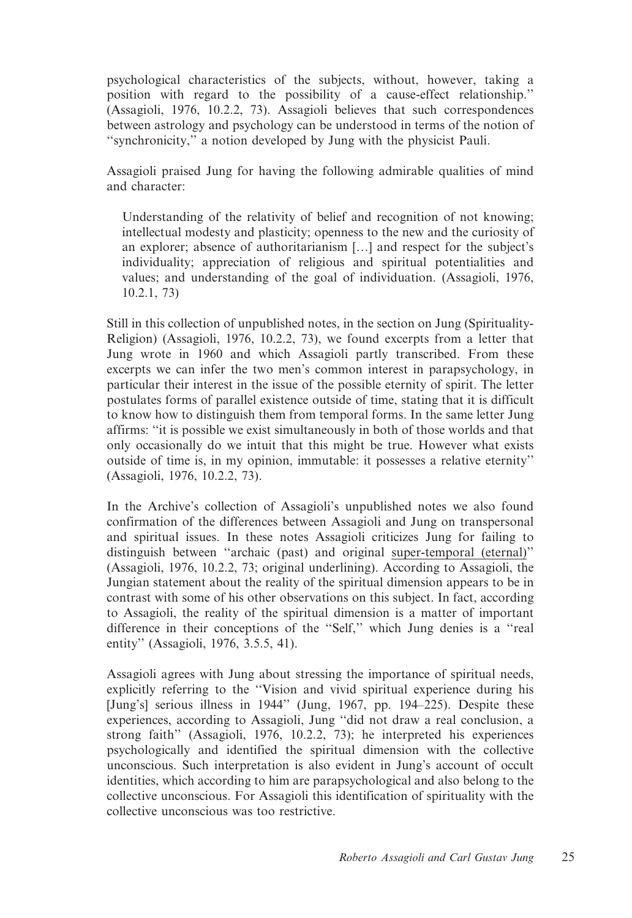psychological characteristics of the subjects, without, however, taking a position with regard to the possibility of a cause-effect relationship.'' (Assagioli, 1976, 10.2.2, 73). Assagioli believes that such correspondences between astrology and psychology can be understood in terms of the notion of ''synchronicity,'' a notion developed by Jung with the physicist Pauli.

Assagioli praised Jung for having the following admirable qualities of mind and character:

> Understanding of the relativity of belief and recognition of not knowing; intellectual modesty and plasticity; openness to the new and the curiosity of an explorer; absence of authoritarianism […] and respect for the subject's individuality; appreciation of religious and spiritual potentialities and values; and understanding of the goal of individuation. (Assagioli, 1976, 10.2.1, 73)

Still in this collection of unpublished notes, in the section on Jung (Spirituality-Religion) (Assagioli, 1976, 10.2.2, 73), we found excerpts from a letter that Jung wrote in 1960 and which Assagioli partly transcribed. From these excerpts we can infer the two men's common interest in parapsychology, in particular their interest in the issue of the possible eternity of spirit. The letter postulates forms of parallel existence outside of time, stating that it is difficult to know how to distinguish them from temporal forms. In the same letter Jung affirms: ''it is possible we exist simultaneously in both of those worlds and that only occasionally do we intuit that this might be true. However what exists outside of time is, in my opinion, immutable: it possesses a relative eternity'' (Assagioli, 1976, 10.2.2, 73).

In the Archive's collection of Assagioli's unpublished notes we also found confirmation of the differences between Assagioli and Jung on transpersonal and spiritual issues. In these notes Assagioli criticizes Jung for failing to distinguish between ''archaic (past) and original <u>super-temporal (eternal)</u>'' (Assagioli, 1976, 10.2.2, 73; original underlining). According to Assagioli, the Jungian statement about the reality of the spiritual dimension appears to be in contrast with some of his other observations on this subject. In fact, according to Assagioli, the reality of the spiritual dimension is a matter of important difference in their conceptions of the ''Self,'' which Jung denies is a ''real entity'' (Assagioli, 1976, 3.5.5, 41).

Assagioli agrees with Jung about stressing the importance of spiritual needs, explicitly referring to the ''Vision and vivid spiritual experience during his [Jung's] serious illness in 1944'' (Jung, 1967, pp. 194–225). Despite these experiences, according to Assagioli, Jung ''did not draw a real conclusion, a strong faith'' (Assagioli, 1976, 10.2.2, 73); he interpreted his experiences psychologically and identified the spiritual dimension with the collective unconscious. Such interpretation is also evident in Jung's account of occult identities, which according to him are parapsychological and also belong to the collective unconscious. For Assagioli this identification of spirituality with the collective unconscious was too restrictive.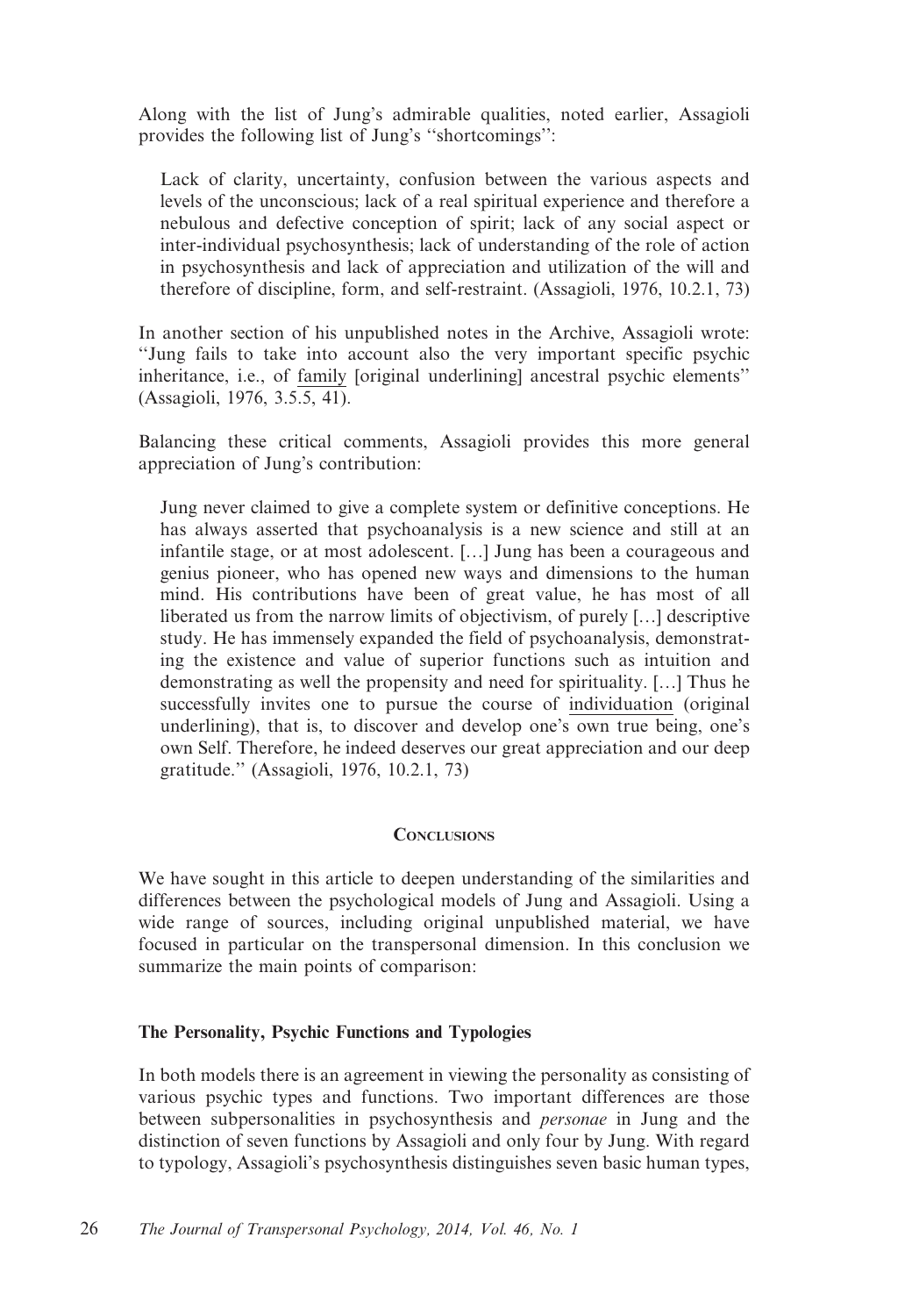Along with the list of Jung's admirable qualities, noted earlier, Assagioli provides the following list of Jung's "shortcomings":

> Lack of clarity, uncertainty, confusion between the various aspects and levels of the unconscious; lack of a real spiritual experience and therefore a nebulous and defective conception of spirit; lack of any social aspect or inter-individual psychosynthesis; lack of understanding of the role of action in psychosynthesis and lack of appreciation and utilization of the will and therefore of discipline, form, and self-restraint. (Assagioli, 1976, 10.2.1, 73)

In another section of his unpublished notes in the Archive, Assagioli wrote: "Jung fails to take into account also the very important specific psychic inheritance, i.e., of <u>family</u> [original underlining] ancestral psychic elements" (Assagioli, 1976, 3.5.5, 41).

Balancing these critical comments, Assagioli provides this more general appreciation of Jung's contribution:

> Jung never claimed to give a complete system or definitive conceptions. He has always asserted that psychoanalysis is a new science and still at an infantile stage, or at most adolescent. […] Jung has been a courageous and genius pioneer, who has opened new ways and dimensions to the human mind. His contributions have been of great value, he has most of all liberated us from the narrow limits of objectivism, of purely […] descriptive study. He has immensely expanded the field of psychoanalysis, demonstrating the existence and value of superior functions such as intuition and demonstrating as well the propensity and need for spirituality. […] Thus he successfully invites one to pursue the course of <u>individuation</u> (original underlining), that is, to discover and develop one's own true being, one's own Self. Therefore, he indeed deserves our great appreciation and our deep gratitude." (Assagioli, 1976, 10.2.1, 73)

## Conclusions

We have sought in this article to deepen understanding of the similarities and differences between the psychological models of Jung and Assagioli. Using a wide range of sources, including original unpublished material, we have focused in particular on the transpersonal dimension. In this conclusion we summarize the main points of comparison:

### The Personality, Psychic Functions and Typologies

In both models there is an agreement in viewing the personality as consisting of various psychic types and functions. Two important differences are those between subpersonalities in psychosynthesis and *personae* in Jung and the distinction of seven functions by Assagioli and only four by Jung. With regard to typology, Assagioli's psychosynthesis distinguishes seven basic human types,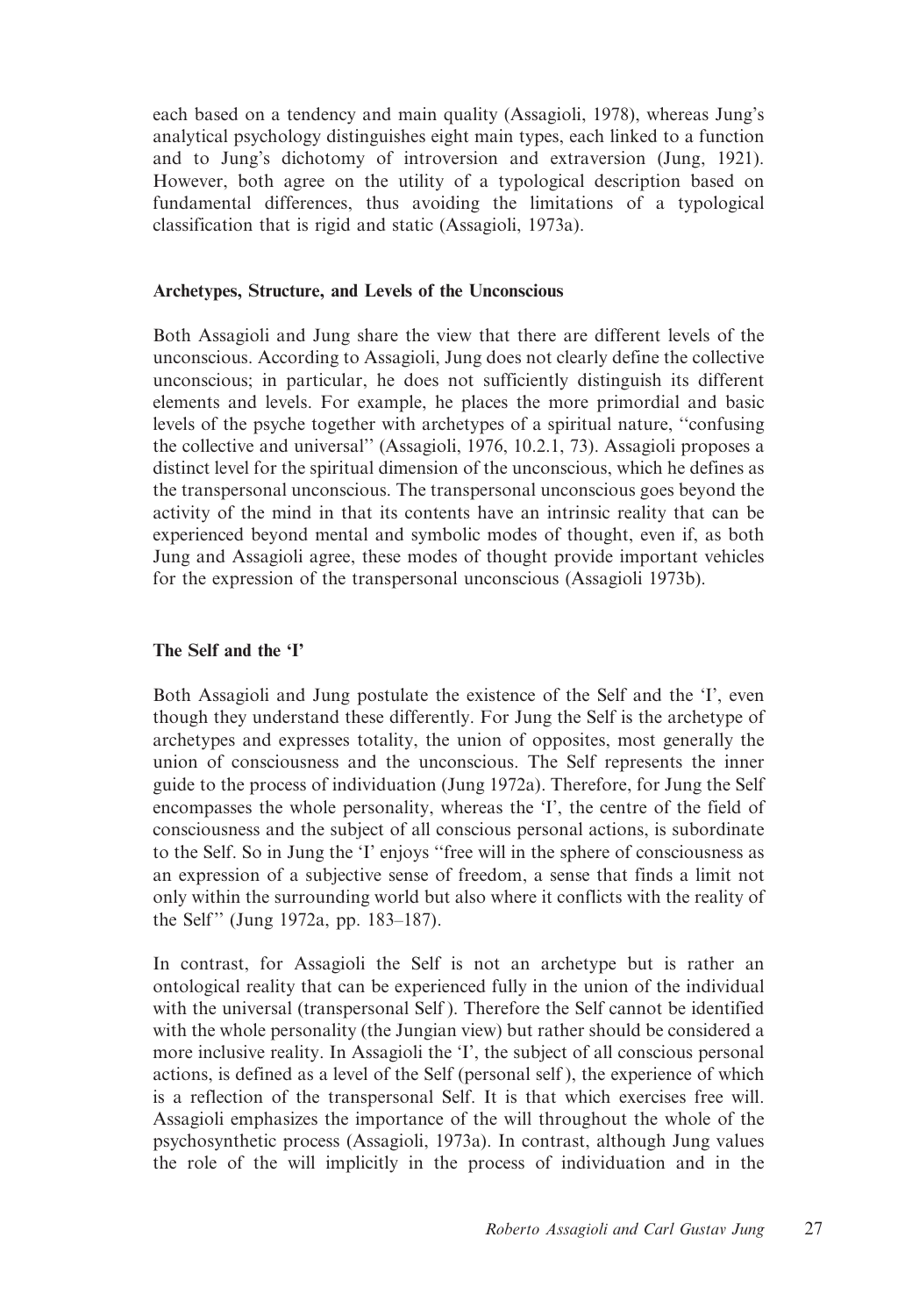each based on a tendency and main quality (Assagioli, 1978), whereas Jung's analytical psychology distinguishes eight main types, each linked to a function and to Jung's dichotomy of introversion and extraversion (Jung, 1921). However, both agree on the utility of a typological description based on fundamental differences, thus avoiding the limitations of a typological classification that is rigid and static (Assagioli, 1973a).

### Archetypes, Structure, and Levels of the Unconscious

Both Assagioli and Jung share the view that there are different levels of the unconscious. According to Assagioli, Jung does not clearly define the collective unconscious; in particular, he does not sufficiently distinguish its different elements and levels. For example, he places the more primordial and basic levels of the psyche together with archetypes of a spiritual nature, "confusing the collective and universal" (Assagioli, 1976, 10.2.1, 73). Assagioli proposes a distinct level for the spiritual dimension of the unconscious, which he defines as the transpersonal unconscious. The transpersonal unconscious goes beyond the activity of the mind in that its contents have an intrinsic reality that can be experienced beyond mental and symbolic modes of thought, even if, as both Jung and Assagioli agree, these modes of thought provide important vehicles for the expression of the transpersonal unconscious (Assagioli 1973b).

### The Self and the 'I'

Both Assagioli and Jung postulate the existence of the Self and the 'I', even though they understand these differently. For Jung the Self is the archetype of archetypes and expresses totality, the union of opposites, most generally the union of consciousness and the unconscious. The Self represents the inner guide to the process of individuation (Jung 1972a). Therefore, for Jung the Self encompasses the whole personality, whereas the 'I', the centre of the field of consciousness and the subject of all conscious personal actions, is subordinate to the Self. So in Jung the 'I' enjoys "free will in the sphere of consciousness as an expression of a subjective sense of freedom, a sense that finds a limit not only within the surrounding world but also where it conflicts with the reality of the Self" (Jung 1972a, pp. 183–187).

In contrast, for Assagioli the Self is not an archetype but is rather an ontological reality that can be experienced fully in the union of the individual with the universal (transpersonal Self ). Therefore the Self cannot be identified with the whole personality (the Jungian view) but rather should be considered a more inclusive reality. In Assagioli the 'I', the subject of all conscious personal actions, is defined as a level of the Self (personal self ), the experience of which is a reflection of the transpersonal Self. It is that which exercises free will. Assagioli emphasizes the importance of the will throughout the whole of the psychosynthetic process (Assagioli, 1973a). In contrast, although Jung values the role of the will implicitly in the process of individuation and in the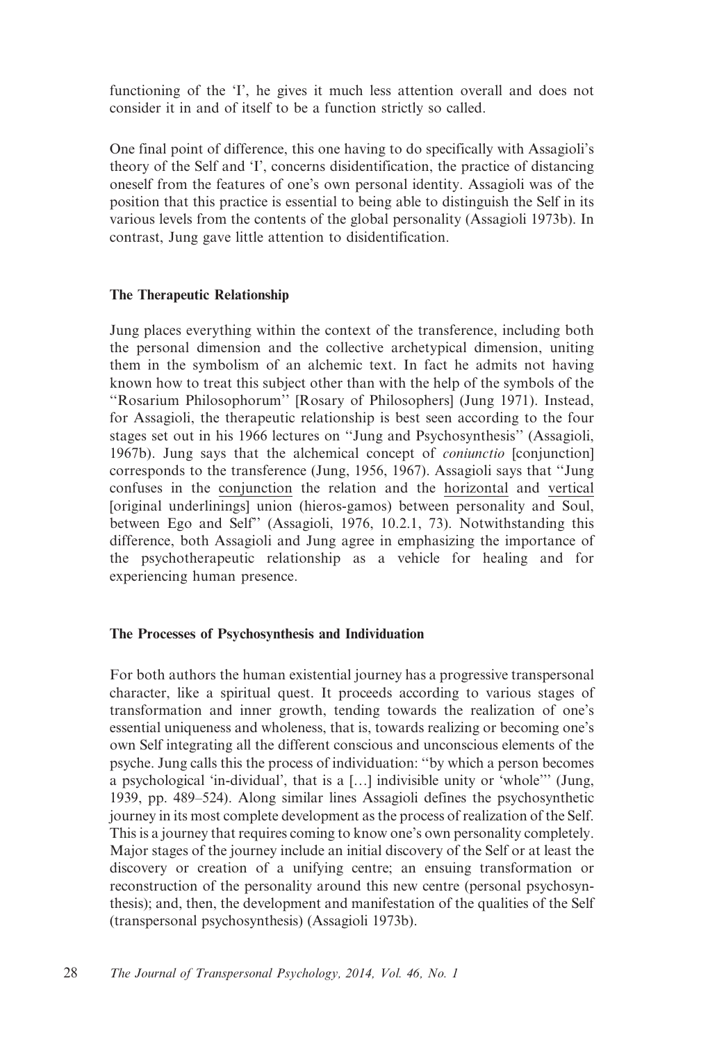functioning of the 'I', he gives it much less attention overall and does not consider it in and of itself to be a function strictly so called.

One final point of difference, this one having to do specifically with Assagioli's theory of the Self and 'I', concerns disidentification, the practice of distancing oneself from the features of one's own personal identity. Assagioli was of the position that this practice is essential to being able to distinguish the Self in its various levels from the contents of the global personality (Assagioli 1973b). In contrast, Jung gave little attention to disidentification.

### The Therapeutic Relationship

Jung places everything within the context of the transference, including both the personal dimension and the collective archetypical dimension, uniting them in the symbolism of an alchemic text. In fact he admits not having known how to treat this subject other than with the help of the symbols of the "Rosarium Philosophorum" [Rosary of Philosophers] (Jung 1971). Instead, for Assagioli, the therapeutic relationship is best seen according to the four stages set out in his 1966 lectures on "Jung and Psychosynthesis" (Assagioli, 1967b). Jung says that the alchemical concept of *coniunctio* [conjunction] corresponds to the transference (Jung, 1956, 1967). Assagioli says that "Jung confuses in the <u>conjunction</u> the relation and the <u>horizontal</u> and <u>vertical</u> [original underlinings] union (hieros-gamos) between personality and Soul, between Ego and Self" (Assagioli, 1976, 10.2.1, 73). Notwithstanding this difference, both Assagioli and Jung agree in emphasizing the importance of the psychotherapeutic relationship as a vehicle for healing and for experiencing human presence.

### The Processes of Psychosynthesis and Individuation

For both authors the human existential journey has a progressive transpersonal character, like a spiritual quest. It proceeds according to various stages of transformation and inner growth, tending towards the realization of one's essential uniqueness and wholeness, that is, towards realizing or becoming one's own Self integrating all the different conscious and unconscious elements of the psyche. Jung calls this the process of individuation: "by which a person becomes a psychological 'in-dividual', that is a […] indivisible unity or 'whole'" (Jung, 1939, pp. 489–524). Along similar lines Assagioli defines the psychosynthetic journey in its most complete development as the process of realization of the Self. This is a journey that requires coming to know one's own personality completely. Major stages of the journey include an initial discovery of the Self or at least the discovery or creation of a unifying centre; an ensuing transformation or reconstruction of the personality around this new centre (personal psychosynthesis); and, then, the development and manifestation of the qualities of the Self (transpersonal psychosynthesis) (Assagioli 1973b).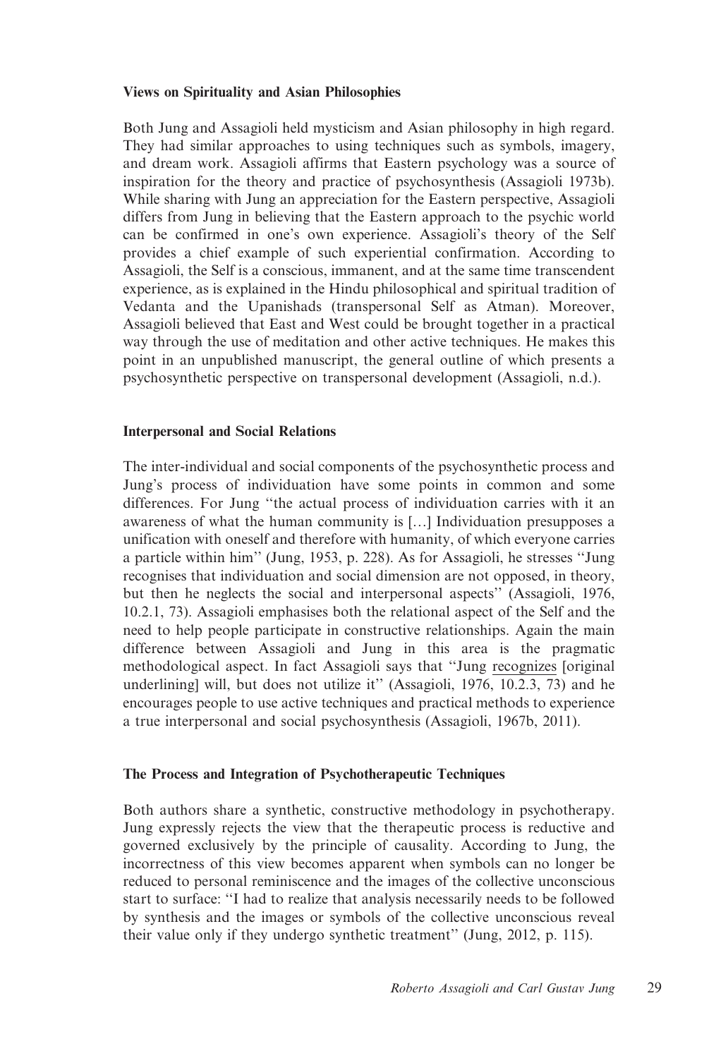### Views on Spirituality and Asian Philosophies

Both Jung and Assagioli held mysticism and Asian philosophy in high regard. They had similar approaches to using techniques such as symbols, imagery, and dream work. Assagioli affirms that Eastern psychology was a source of inspiration for the theory and practice of psychosynthesis (Assagioli 1973b). While sharing with Jung an appreciation for the Eastern perspective, Assagioli differs from Jung in believing that the Eastern approach to the psychic world can be confirmed in one's own experience. Assagioli's theory of the Self provides a chief example of such experiential confirmation. According to Assagioli, the Self is a conscious, immanent, and at the same time transcendent experience, as is explained in the Hindu philosophical and spiritual tradition of Vedanta and the Upanishads (transpersonal Self as Atman). Moreover, Assagioli believed that East and West could be brought together in a practical way through the use of meditation and other active techniques. He makes this point in an unpublished manuscript, the general outline of which presents a psychosynthetic perspective on transpersonal development (Assagioli, n.d.).

### Interpersonal and Social Relations

The inter-individual and social components of the psychosynthetic process and Jung's process of individuation have some points in common and some differences. For Jung "the actual process of individuation carries with it an awareness of what the human community is […] Individuation presupposes a unification with oneself and therefore with humanity, of which everyone carries a particle within him" (Jung, 1953, p. 228). As for Assagioli, he stresses "Jung recognises that individuation and social dimension are not opposed, in theory, but then he neglects the social and interpersonal aspects" (Assagioli, 1976, 10.2.1, 73). Assagioli emphasises both the relational aspect of the Self and the need to help people participate in constructive relationships. Again the main difference between Assagioli and Jung in this area is the pragmatic methodological aspect. In fact Assagioli says that "Jung recognizes [original underlining] will, but does not utilize it" (Assagioli, 1976, 10.2.3, 73) and he encourages people to use active techniques and practical methods to experience a true interpersonal and social psychosynthesis (Assagioli, 1967b, 2011).

### The Process and Integration of Psychotherapeutic Techniques

Both authors share a synthetic, constructive methodology in psychotherapy. Jung expressly rejects the view that the therapeutic process is reductive and governed exclusively by the principle of causality. According to Jung, the incorrectness of this view becomes apparent when symbols can no longer be reduced to personal reminiscence and the images of the collective unconscious start to surface: "I had to realize that analysis necessarily needs to be followed by synthesis and the images or symbols of the collective unconscious reveal their value only if they undergo synthetic treatment" (Jung, 2012, p. 115).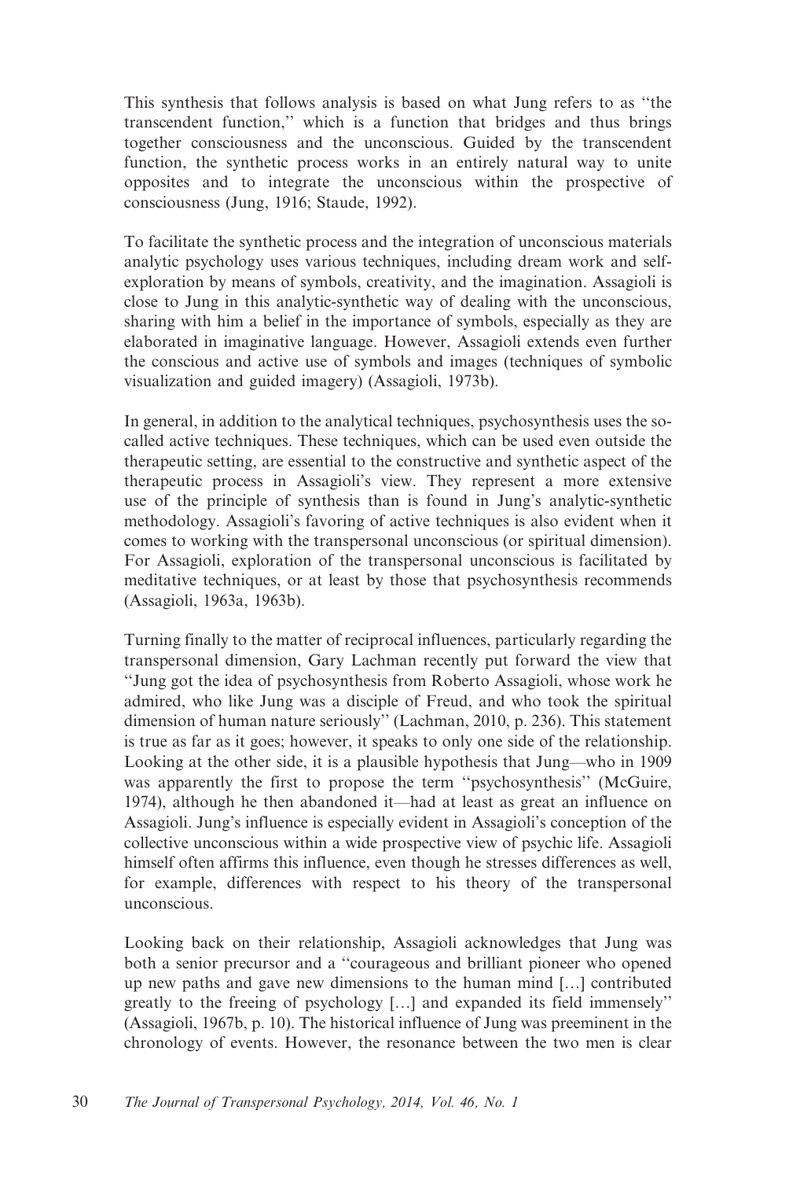This synthesis that follows analysis is based on what Jung refers to as ''the transcendent function,'' which is a function that bridges and thus brings together consciousness and the unconscious. Guided by the transcendent function, the synthetic process works in an entirely natural way to unite opposites and to integrate the unconscious within the prospective of consciousness (Jung, 1916; Staude, 1992).

To facilitate the synthetic process and the integration of unconscious materials analytic psychology uses various techniques, including dream work and self-exploration by means of symbols, creativity, and the imagination. Assagioli is close to Jung in this analytic-synthetic way of dealing with the unconscious, sharing with him a belief in the importance of symbols, especially as they are elaborated in imaginative language. However, Assagioli extends even further the conscious and active use of symbols and images (techniques of symbolic visualization and guided imagery) (Assagioli, 1973b).

In general, in addition to the analytical techniques, psychosynthesis uses the so-called active techniques. These techniques, which can be used even outside the therapeutic setting, are essential to the constructive and synthetic aspect of the therapeutic process in Assagioli's view. They represent a more extensive use of the principle of synthesis than is found in Jung's analytic-synthetic methodology. Assagioli's favoring of active techniques is also evident when it comes to working with the transpersonal unconscious (or spiritual dimension). For Assagioli, exploration of the transpersonal unconscious is facilitated by meditative techniques, or at least by those that psychosynthesis recommends (Assagioli, 1963a, 1963b).

Turning finally to the matter of reciprocal influences, particularly regarding the transpersonal dimension, Gary Lachman recently put forward the view that ''Jung got the idea of psychosynthesis from Roberto Assagioli, whose work he admired, who like Jung was a disciple of Freud, and who took the spiritual dimension of human nature seriously'' (Lachman, 2010, p. 236). This statement is true as far as it goes; however, it speaks to only one side of the relationship. Looking at the other side, it is a plausible hypothesis that Jung—who in 1909 was apparently the first to propose the term ''psychosynthesis'' (McGuire, 1974), although he then abandoned it—had at least as great an influence on Assagioli. Jung's influence is especially evident in Assagioli's conception of the collective unconscious within a wide prospective view of psychic life. Assagioli himself often affirms this influence, even though he stresses differences as well, for example, differences with respect to his theory of the transpersonal unconscious.

Looking back on their relationship, Assagioli acknowledges that Jung was both a senior precursor and a ''courageous and brilliant pioneer who opened up new paths and gave new dimensions to the human mind […] contributed greatly to the freeing of psychology […] and expanded its field immensely'' (Assagioli, 1967b, p. 10). The historical influence of Jung was preeminent in the chronology of events. However, the resonance between the two men is clear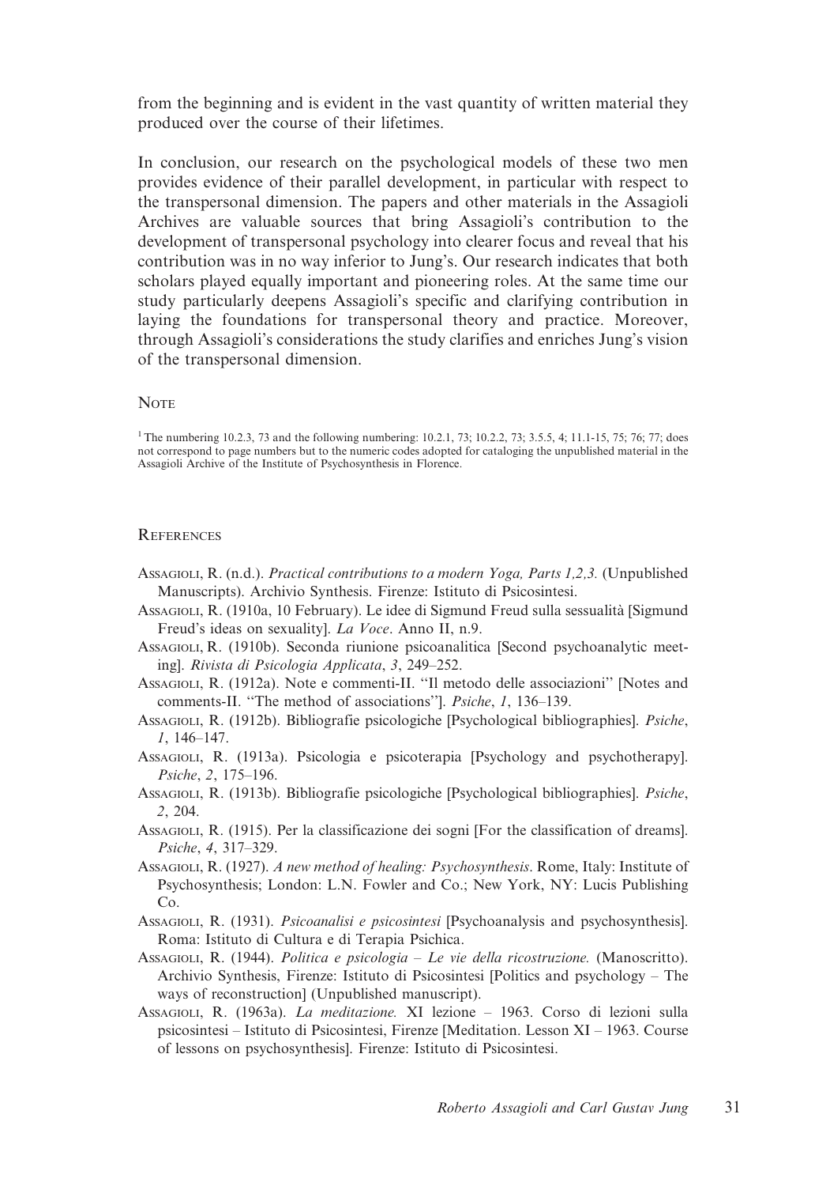from the beginning and is evident in the vast quantity of written material they produced over the course of their lifetimes.

In conclusion, our research on the psychological models of these two men provides evidence of their parallel development, in particular with respect to the transpersonal dimension. The papers and other materials in the Assagioli Archives are valuable sources that bring Assagioli's contribution to the development of transpersonal psychology into clearer focus and reveal that his contribution was in no way inferior to Jung's. Our research indicates that both scholars played equally important and pioneering roles. At the same time our study particularly deepens Assagioli's specific and clarifying contribution in laying the foundations for transpersonal theory and practice. Moreover, through Assagioli's considerations the study clarifies and enriches Jung's vision of the transpersonal dimension.

## Note

[1] The numbering 10.2.3, 73 and the following numbering: 10.2.1, 73; 10.2.2, 73; 3.5.5, 4; 11.1-15, 75; 76; 77; does not correspond to page numbers but to the numeric codes adopted for cataloging the unpublished material in the Assagioli Archive of the Institute of Psychosynthesis in Florence.

## References

Assagioli, R. (n.d.). *Practical contributions to a modern Yoga, Parts 1,2,3.* (Unpublished Manuscripts). Archivio Synthesis. Firenze: Istituto di Psicosintesi.

Assagioli, R. (1910a, 10 February). Le idee di Sigmund Freud sulla sessualità [Sigmund Freud's ideas on sexuality]. *La Voce*. Anno II, n.9.

Assagioli, R. (1910b). Seconda riunione psicoanalitica [Second psychoanalytic meeting]. *Rivista di Psicologia Applicata*, *3*, 249–252.

Assagioli, R. (1912a). Note e commenti-II. ''Il metodo delle associazioni'' [Notes and comments-II. ''The method of associations'']. *Psiche*, *1*, 136–139.

Assagioli, R. (1912b). Bibliografie psicologiche [Psychological bibliographies]. *Psiche*, *1*, 146–147.

Assagioli, R. (1913a). Psicologia e psicoterapia [Psychology and psychotherapy]. *Psiche*, *2*, 175–196.

Assagioli, R. (1913b). Bibliografie psicologiche [Psychological bibliographies]. *Psiche*, *2*, 204.

Assagioli, R. (1915). Per la classificazione dei sogni [For the classification of dreams]. *Psiche*, *4*, 317–329.

Assagioli, R. (1927). *A new method of healing: Psychosynthesis*. Rome, Italy: Institute of Psychosynthesis; London: L.N. Fowler and Co.; New York, NY: Lucis Publishing Co.

Assagioli, R. (1931). *Psicoanalisi e psicosintesi* [Psychoanalysis and psychosynthesis]. Roma: Istituto di Cultura e di Terapia Psichica.

Assagioli, R. (1944). *Politica e psicologia – Le vie della ricostruzione.* (Manoscritto). Archivio Synthesis, Firenze: Istituto di Psicosintesi [Politics and psychology – The ways of reconstruction] (Unpublished manuscript).

Assagioli, R. (1963a). *La meditazione.* XI lezione – 1963. Corso di lezioni sulla psicosintesi – Istituto di Psicosintesi, Firenze [Meditation. Lesson XI – 1963. Course of lessons on psychosynthesis]. Firenze: Istituto di Psicosintesi.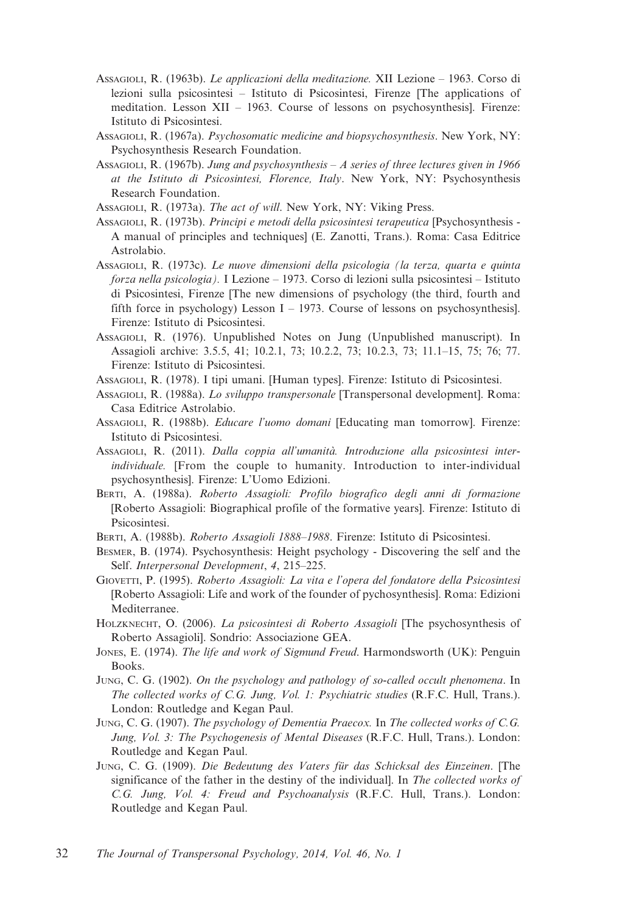Assagioli, R. (1963b). *Le applicazioni della meditazione.* XII Lezione – 1963. Corso di lezioni sulla psicosintesi – Istituto di Psicosintesi, Firenze [The applications of meditation. Lesson XII – 1963. Course of lessons on psychosynthesis]. Firenze: Istituto di Psicosintesi.

Assagioli, R. (1967a). *Psychosomatic medicine and biopsychosynthesis*. New York, NY: Psychosynthesis Research Foundation.

Assagioli, R. (1967b). *Jung and psychosynthesis – A series of three lectures given in 1966 at the Istituto di Psicosintesi, Florence, Italy*. New York, NY: Psychosynthesis Research Foundation.

Assagioli, R. (1973a). *The act of will*. New York, NY: Viking Press.

Assagioli, R. (1973b). *Principi e metodi della psicosintesi terapeutica* [Psychosynthesis - A manual of principles and techniques] (E. Zanotti, Trans.). Roma: Casa Editrice Astrolabio.

Assagioli, R. (1973c). *Le nuove dimensioni della psicologia (la terza, quarta e quinta forza nella psicologia).* I Lezione – 1973. Corso di lezioni sulla psicosintesi – Istituto di Psicosintesi, Firenze [The new dimensions of psychology (the third, fourth and fifth force in psychology) Lesson I – 1973. Course of lessons on psychosynthesis]. Firenze: Istituto di Psicosintesi.

Assagioli, R. (1976). Unpublished Notes on Jung (Unpublished manuscript). In Assagioli archive: 3.5.5, 41; 10.2.1, 73; 10.2.2, 73; 10.2.3, 73; 11.1–15, 75; 76; 77. Firenze: Istituto di Psicosintesi.

Assagioli, R. (1978). I tipi umani. [Human types]. Firenze: Istituto di Psicosintesi.

Assagioli, R. (1988a). *Lo sviluppo transpersonale* [Transpersonal development]. Roma: Casa Editrice Astrolabio.

Assagioli, R. (1988b). *Educare l'uomo domani* [Educating man tomorrow]. Firenze: Istituto di Psicosintesi.

Assagioli, R. (2011). *Dalla coppia all'umanità. Introduzione alla psicosintesi inter-individuale.* [From the couple to humanity. Introduction to inter-individual psychosynthesis]. Firenze: L'Uomo Edizioni.

Berti, A. (1988a). *Roberto Assagioli: Profilo biografico degli anni di formazione* [Roberto Assagioli: Biographical profile of the formative years]. Firenze: Istituto di Psicosintesi.

Berti, A. (1988b). *Roberto Assagioli 1888–1988*. Firenze: Istituto di Psicosintesi.

Besmer, B. (1974). Psychosynthesis: Height psychology - Discovering the self and the Self. *Interpersonal Development*, *4*, 215–225.

Giovetti, P. (1995). *Roberto Assagioli: La vita e l'opera del fondatore della Psicosintesi* [Roberto Assagioli: Life and work of the founder of pychosynthesis]. Roma: Edizioni Mediterranee.

Holzknecht, O. (2006). *La psicosintesi di Roberto Assagioli* [The psychosynthesis of Roberto Assagioli]. Sondrio: Associazione GEA.

Jones, E. (1974). *The life and work of Sigmund Freud*. Harmondsworth (UK): Penguin Books.

Jung, C. G. (1902). *On the psychology and pathology of so-called occult phenomena*. In *The collected works of C.G. Jung, Vol. 1: Psychiatric studies* (R.F.C. Hull, Trans.). London: Routledge and Kegan Paul.

Jung, C. G. (1907). *The psychology of Dementia Praecox.* In *The collected works of C.G. Jung, Vol. 3: The Psychogenesis of Mental Diseases* (R.F.C. Hull, Trans.). London: Routledge and Kegan Paul.

Jung, C. G. (1909). *Die Bedeutung des Vaters für das Schicksal des Einzeinen*. [The significance of the father in the destiny of the individual]. In *The collected works of C.G. Jung, Vol. 4: Freud and Psychoanalysis* (R.F.C. Hull, Trans.). London: Routledge and Kegan Paul.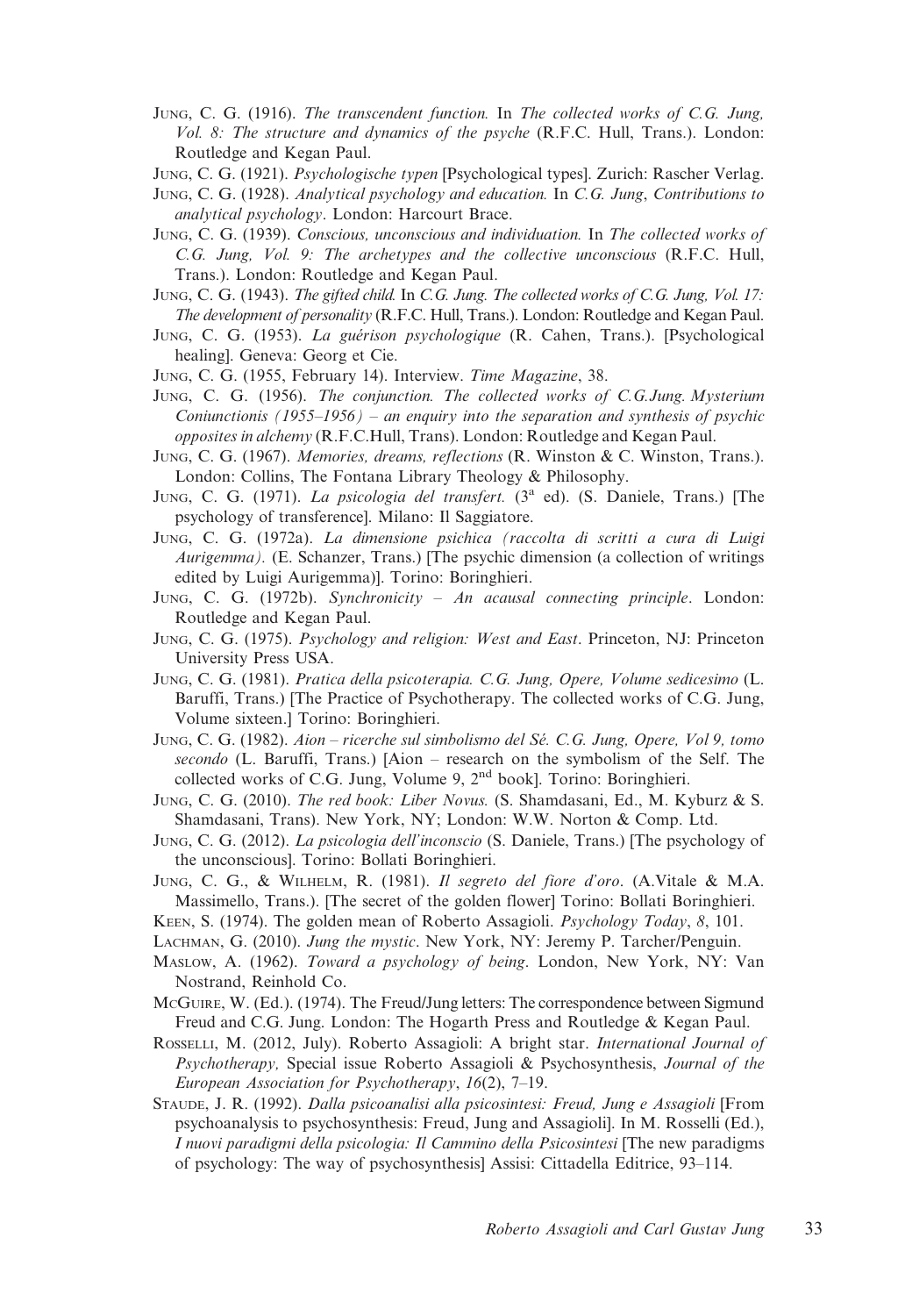Jung, C. G. (1916). *The transcendent function.* In *The collected works of C.G. Jung, Vol. 8: The structure and dynamics of the psyche* (R.F.C. Hull, Trans.). London: Routledge and Kegan Paul.

Jung, C. G. (1921). *Psychologische typen* [Psychological types]. Zurich: Rascher Verlag.

Jung, C. G. (1928). *Analytical psychology and education.* In *C.G. Jung*, *Contributions to analytical psychology*. London: Harcourt Brace.

Jung, C. G. (1939). *Conscious, unconscious and individuation.* In *The collected works of C.G. Jung, Vol. 9: The archetypes and the collective unconscious* (R.F.C. Hull, Trans.). London: Routledge and Kegan Paul.

Jung, C. G. (1943). *The gifted child.* In *C.G. Jung. The collected works of C.G. Jung, Vol. 17: The development of personality* (R.F.C. Hull, Trans.). London: Routledge and Kegan Paul.

Jung, C. G. (1953). *La guérison psychologique* (R. Cahen, Trans.). [Psychological healing]. Geneva: Georg et Cie.

Jung, C. G. (1955, February 14). Interview. *Time Magazine*, 38.

Jung, C. G. (1956). *The conjunction. The collected works of C.G.Jung. Mysterium Coniunctionis (1955–1956) – an enquiry into the separation and synthesis of psychic opposites in alchemy* (R.F.C.Hull, Trans). London: Routledge and Kegan Paul.

Jung, C. G. (1967). *Memories, dreams, reflections* (R. Winston & C. Winston, Trans.). London: Collins, The Fontana Library Theology & Philosophy.

Jung, C. G. (1971). *La psicologia del transfert.* (3[a] ed). (S. Daniele, Trans.) [The psychology of transference]. Milano: Il Saggiatore.

Jung, C. G. (1972a). *La dimensione psichica (raccolta di scritti a cura di Luigi Aurigemma).* (E. Schanzer, Trans.) [The psychic dimension (a collection of writings edited by Luigi Aurigemma)]. Torino: Boringhieri.

Jung, C. G. (1972b). *Synchronicity – An acausal connecting principle*. London: Routledge and Kegan Paul.

Jung, C. G. (1975). *Psychology and religion: West and East*. Princeton, NJ: Princeton University Press USA.

Jung, C. G. (1981). *Pratica della psicoterapia. C.G. Jung, Opere, Volume sedicesimo* (L. Baruffi, Trans.) [The Practice of Psychotherapy. The collected works of C.G. Jung, Volume sixteen.] Torino: Boringhieri.

Jung, C. G. (1982). *Aion – ricerche sul simbolismo del Sé. C.G. Jung, Opere, Vol 9, tomo secondo* (L. Baruffi, Trans.) [Aion – research on the symbolism of the Self. The collected works of C.G. Jung, Volume 9, 2[nd] book]. Torino: Boringhieri.

Jung, C. G. (2010). *The red book: Liber Novus.* (S. Shamdasani, Ed., M. Kyburz & S. Shamdasani, Trans). New York, NY; London: W.W. Norton & Comp. Ltd.

Jung, C. G. (2012). *La psicologia dell'inconscio* (S. Daniele, Trans.) [The psychology of the unconscious]. Torino: Bollati Boringhieri.

Jung, C. G., & Wilhelm, R. (1981). *Il segreto del fiore d'oro*. (A.Vitale & M.A. Massimello, Trans.). [The secret of the golden flower] Torino: Bollati Boringhieri.

Keen, S. (1974). The golden mean of Roberto Assagioli. *Psychology Today*, *8*, 101.

Lachman, G. (2010). *Jung the mystic*. New York, NY: Jeremy P. Tarcher/Penguin.

Maslow, A. (1962). *Toward a psychology of being*. London, New York, NY: Van Nostrand, Reinhold Co.

McGuire, W. (Ed.). (1974). The Freud/Jung letters: The correspondence between Sigmund Freud and C.G. Jung. London: The Hogarth Press and Routledge & Kegan Paul.

Rosselli, M. (2012, July). Roberto Assagioli: A bright star. *International Journal of Psychotherapy,* Special issue Roberto Assagioli & Psychosynthesis, *Journal of the European Association for Psychotherapy*, *16*(2), 7–19.

Staude, J. R. (1992). *Dalla psicoanalisi alla psicosintesi: Freud, Jung e Assagioli* [From psychoanalysis to psychosynthesis: Freud, Jung and Assagioli]. In M. Rosselli (Ed.), *I nuovi paradigmi della psicologia: Il Cammino della Psicosintesi* [The new paradigms of psychology: The way of psychosynthesis] Assisi: Cittadella Editrice, 93–114.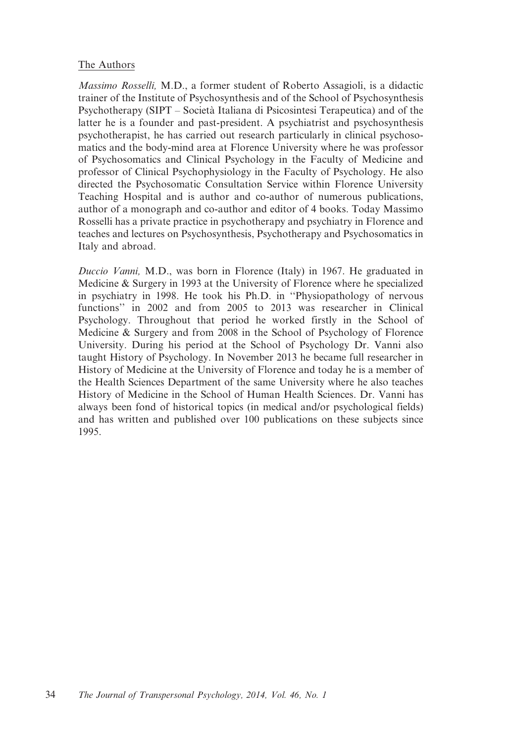The Authors

*Massimo Rosselli,* M.D., a former student of Roberto Assagioli, is a didactic trainer of the Institute of Psychosynthesis and of the School of Psychosynthesis Psychotherapy (SIPT – Società Italiana di Psicosintesi Terapeutica) and of the latter he is a founder and past-president. A psychiatrist and psychosynthesis psychotherapist, he has carried out research particularly in clinical psychosomatics and the body-mind area at Florence University where he was professor of Psychosomatics and Clinical Psychology in the Faculty of Medicine and professor of Clinical Psychophysiology in the Faculty of Psychology. He also directed the Psychosomatic Consultation Service within Florence University Teaching Hospital and is author and co-author of numerous publications, author of a monograph and co-author and editor of 4 books. Today Massimo Rosselli has a private practice in psychotherapy and psychiatry in Florence and teaches and lectures on Psychosynthesis, Psychotherapy and Psychosomatics in Italy and abroad.

*Duccio Vanni,* M.D., was born in Florence (Italy) in 1967. He graduated in Medicine & Surgery in 1993 at the University of Florence where he specialized in psychiatry in 1998. He took his Ph.D. in "Physiopathology of nervous functions" in 2002 and from 2005 to 2013 was researcher in Clinical Psychology. Throughout that period he worked firstly in the School of Medicine & Surgery and from 2008 in the School of Psychology of Florence University. During his period at the School of Psychology Dr. Vanni also taught History of Psychology. In November 2013 he became full researcher in History of Medicine at the University of Florence and today he is a member of the Health Sciences Department of the same University where he also teaches History of Medicine in the School of Human Health Sciences. Dr. Vanni has always been fond of historical topics (in medical and/or psychological fields) and has written and published over 100 publications on these subjects since 1995.